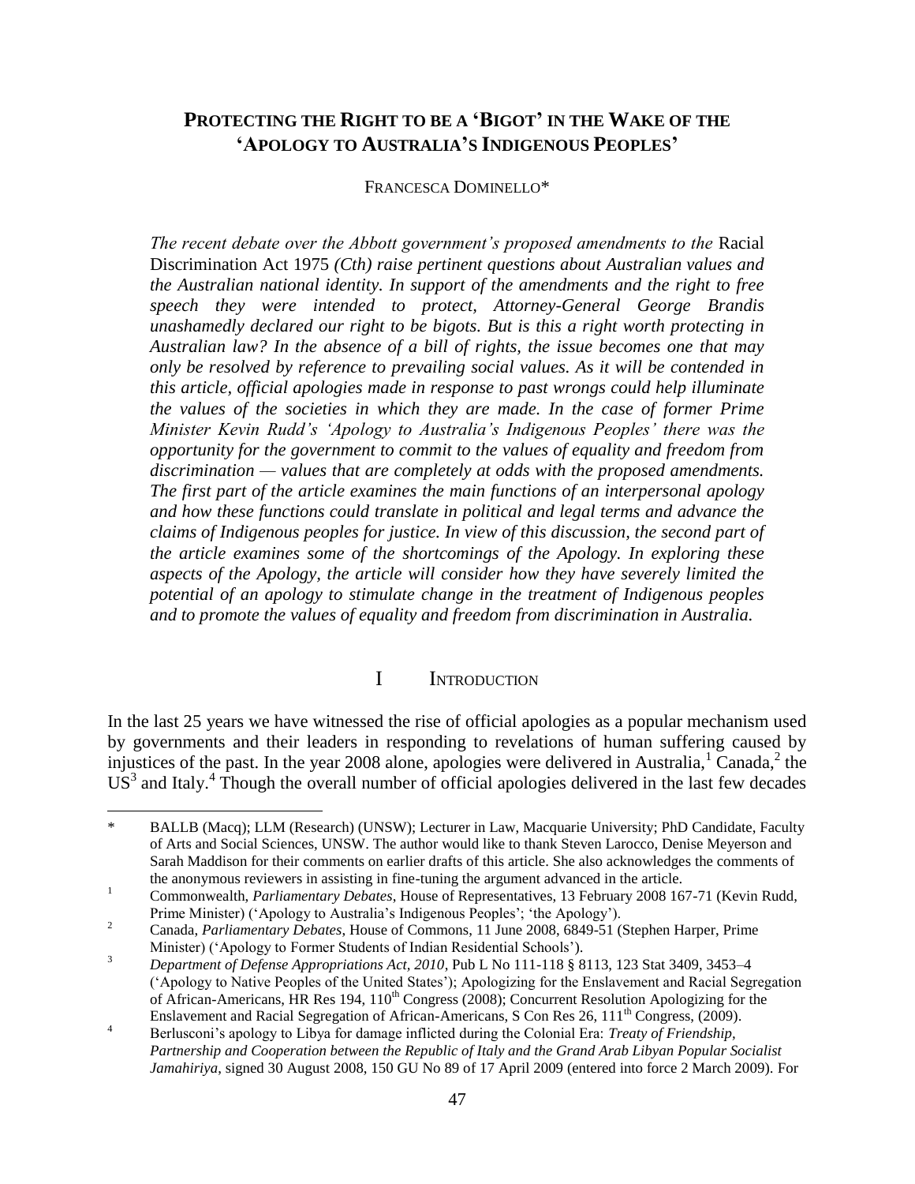# PROTECTING THE RIGHT TO BE A 'BIGOT' IN THE WAKE OF THE 'APOLOGY TO AUSTRALIA'S INDIGENOUS PEOPLES'

FRANCESCA DOMINELLO*

*The recent debate over the Abbott government's proposed amendments to the* Racial Discrimination Act 1975 *(Cth) raise pertinent questions about Australian values and the Australian national identity. In support of the amendments and the right to free speech they were intended to protect, Attorney-General George Brandis unashamedly declared our right to be bigots. But is this a right worth protecting in Australian law? In the absence of a bill of rights, the issue becomes one that may only be resolved by reference to prevailing social values. As it will be contended in this article, official apologies made in response to past wrongs could help illuminate the values of the societies in which they are made. In the case of former Prime Minister Kevin Rudd's 'Apology to Australia's Indigenous Peoples' there was the opportunity for the government to commit to the values of equality and freedom from discrimination — values that are completely at odds with the proposed amendments. The first part of the article examines the main functions of an interpersonal apology and how these functions could translate in political and legal terms and advance the claims of Indigenous peoples for justice. In view of this discussion, the second part of the article examines some of the shortcomings of the Apology. In exploring these aspects of the Apology, the article will consider how they have severely limited the potential of an apology to stimulate change in the treatment of Indigenous peoples and to promote the values of equality and freedom from discrimination in Australia.*

## I INTRODUCTION

In the last 25 years we have witnessed the rise of official apologies as a popular mechanism used by governments and their leaders in responding to revelations of human suffering caused by injustices of the past. In the year 2008 alone, apologies were delivered in Australia,[1] Canada,[2] the US[3] and Italy.[4] Though the overall number of official apologies delivered in the last few decades

---

\* BALLB (Macq); LLM (Research) (UNSW); Lecturer in Law, Macquarie University; PhD Candidate, Faculty of Arts and Social Sciences, UNSW. The author would like to thank Steven Larocco, Denise Meyerson and Sarah Maddison for their comments on earlier drafts of this article. She also acknowledges the comments of the anonymous reviewers in assisting in fine-tuning the argument advanced in the article.

[1] Commonwealth, *Parliamentary Debates*, House of Representatives, 13 February 2008 167-71 (Kevin Rudd, Prime Minister) ('Apology to Australia's Indigenous Peoples'; 'the Apology').

[2] Canada, *Parliamentary Debates*, House of Commons, 11 June 2008, 6849-51 (Stephen Harper, Prime Minister) ('Apology to Former Students of Indian Residential Schools').

[3] *Department of Defense Appropriations Act, 2010*, Pub L No 111-118 § 8113, 123 Stat 3409, 3453–4 ('Apology to Native Peoples of the United States'); Apologizing for the Enslavement and Racial Segregation of African-Americans, HR Res 194, 110th Congress (2008); Concurrent Resolution Apologizing for the Enslavement and Racial Segregation of African-Americans, S Con Res 26, 111th Congress, (2009).

[4] Berlusconi's apology to Libya for damage inflicted during the Colonial Era: *Treaty of Friendship, Partnership and Cooperation between the Republic of Italy and the Grand Arab Libyan Popular Socialist Jamahiriya*, signed 30 August 2008, 150 GU No 89 of 17 April 2009 (entered into force 2 March 2009). For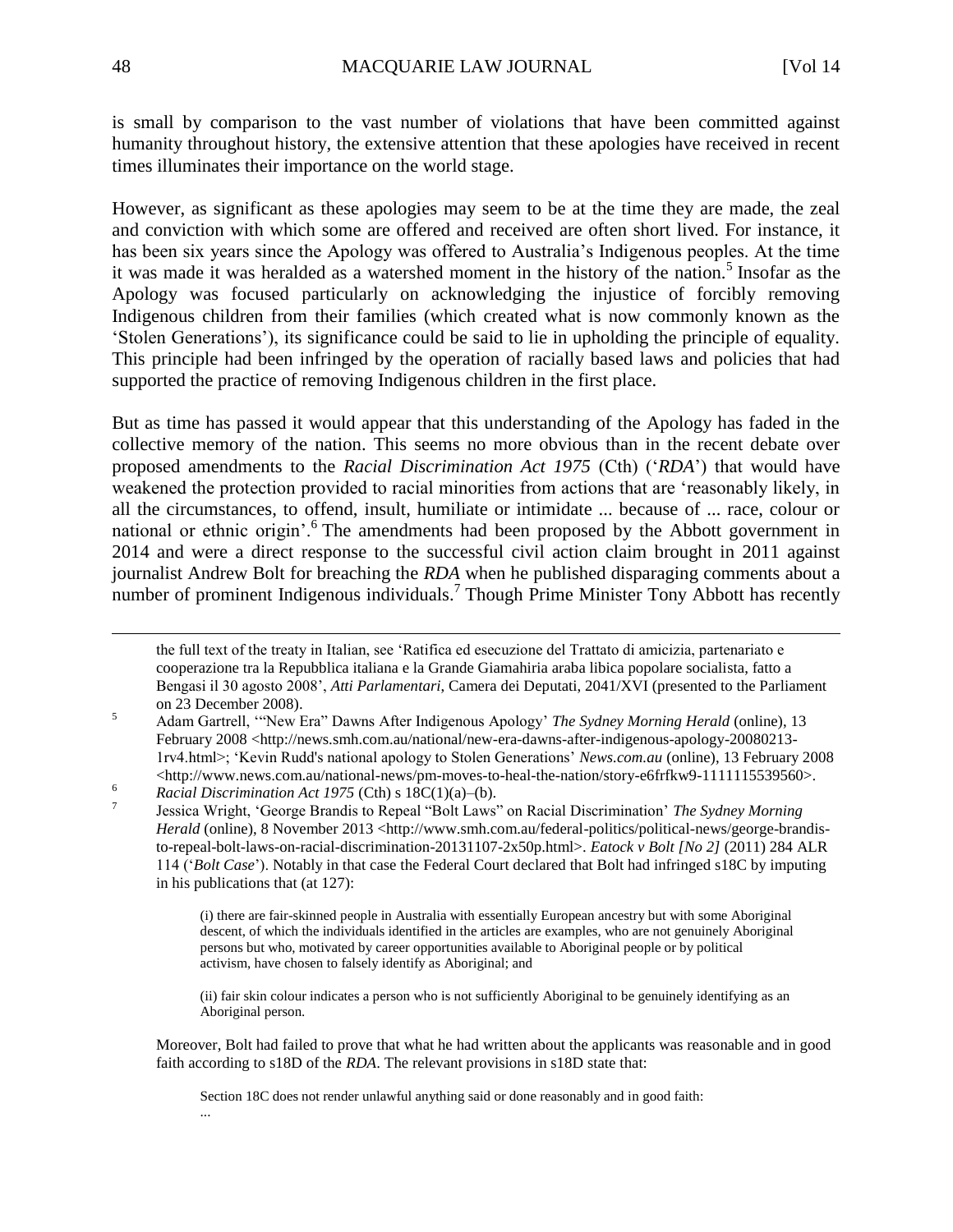is small by comparison to the vast number of violations that have been committed against humanity throughout history, the extensive attention that these apologies have received in recent times illuminates their importance on the world stage.

However, as significant as these apologies may seem to be at the time they are made, the zeal and conviction with which some are offered and received are often short lived. For instance, it has been six years since the Apology was offered to Australia's Indigenous peoples. At the time it was made it was heralded as a watershed moment in the history of the nation.[5] Insofar as the Apology was focused particularly on acknowledging the injustice of forcibly removing Indigenous children from their families (which created what is now commonly known as the 'Stolen Generations'), its significance could be said to lie in upholding the principle of equality. This principle had been infringed by the operation of racially based laws and policies that had supported the practice of removing Indigenous children in the first place.

But as time has passed it would appear that this understanding of the Apology has faded in the collective memory of the nation. This seems no more obvious than in the recent debate over proposed amendments to the *Racial Discrimination Act 1975* (Cth) ('*RDA*') that would have weakened the protection provided to racial minorities from actions that are 'reasonably likely, in all the circumstances, to offend, insult, humiliate or intimidate ... because of ... race, colour or national or ethnic origin'.[6] The amendments had been proposed by the Abbott government in 2014 and were a direct response to the successful civil action claim brought in 2011 against journalist Andrew Bolt for breaching the *RDA* when he published disparaging comments about a number of prominent Indigenous individuals.[7] Though Prime Minister Tony Abbott has recently

---

the full text of the treaty in Italian, see 'Ratifica ed esecuzione del Trattato di amicizia, partenariato e cooperazione tra la Repubblica italiana e la Grande Giamahiria araba libica popolare socialista, fatto a Bengasi il 30 agosto 2008', *Atti Parlamentari*, Camera dei Deputati, 2041/XVI (presented to the Parliament on 23 December 2008).

[5] Adam Gartrell, '"New Era" Dawns After Indigenous Apology' *The Sydney Morning Herald* (online), 13 February 2008 <http://news.smh.com.au/national/new-era-dawns-after-indigenous-apology-20080213-1rv4.html>; 'Kevin Rudd's national apology to Stolen Generations' *News.com.au* (online), 13 February 2008 <http://www.news.com.au/national-news/pm-moves-to-heal-the-nation/story-e6frfkw9-1111115539560>.

[6] *Racial Discrimination Act 1975* (Cth) s 18C(1)(a)–(b).

[7] Jessica Wright, 'George Brandis to Repeal "Bolt Laws" on Racial Discrimination' *The Sydney Morning Herald* (online), 8 November 2013 <http://www.smh.com.au/federal-politics/political-news/george-brandis-to-repeal-bolt-laws-on-racial-discrimination-20131107-2x50p.html>. *Eatock v Bolt [No 2]* (2011) 284 ALR 114 ('*Bolt Case*'). Notably in that case the Federal Court declared that Bolt had infringed s18C by imputing in his publications that (at 127):

> (i) there are fair-skinned people in Australia with essentially European ancestry but with some Aboriginal descent, of which the individuals identified in the articles are examples, who are not genuinely Aboriginal persons but who, motivated by career opportunities available to Aboriginal people or by political activism, have chosen to falsely identify as Aboriginal; and
>
> (ii) fair skin colour indicates a person who is not sufficiently Aboriginal to be genuinely identifying as an Aboriginal person.

Moreover, Bolt had failed to prove that what he had written about the applicants was reasonable and in good faith according to s18D of the *RDA*. The relevant provisions in s18D state that:

> Section 18C does not render unlawful anything said or done reasonably and in good faith:
>
> ...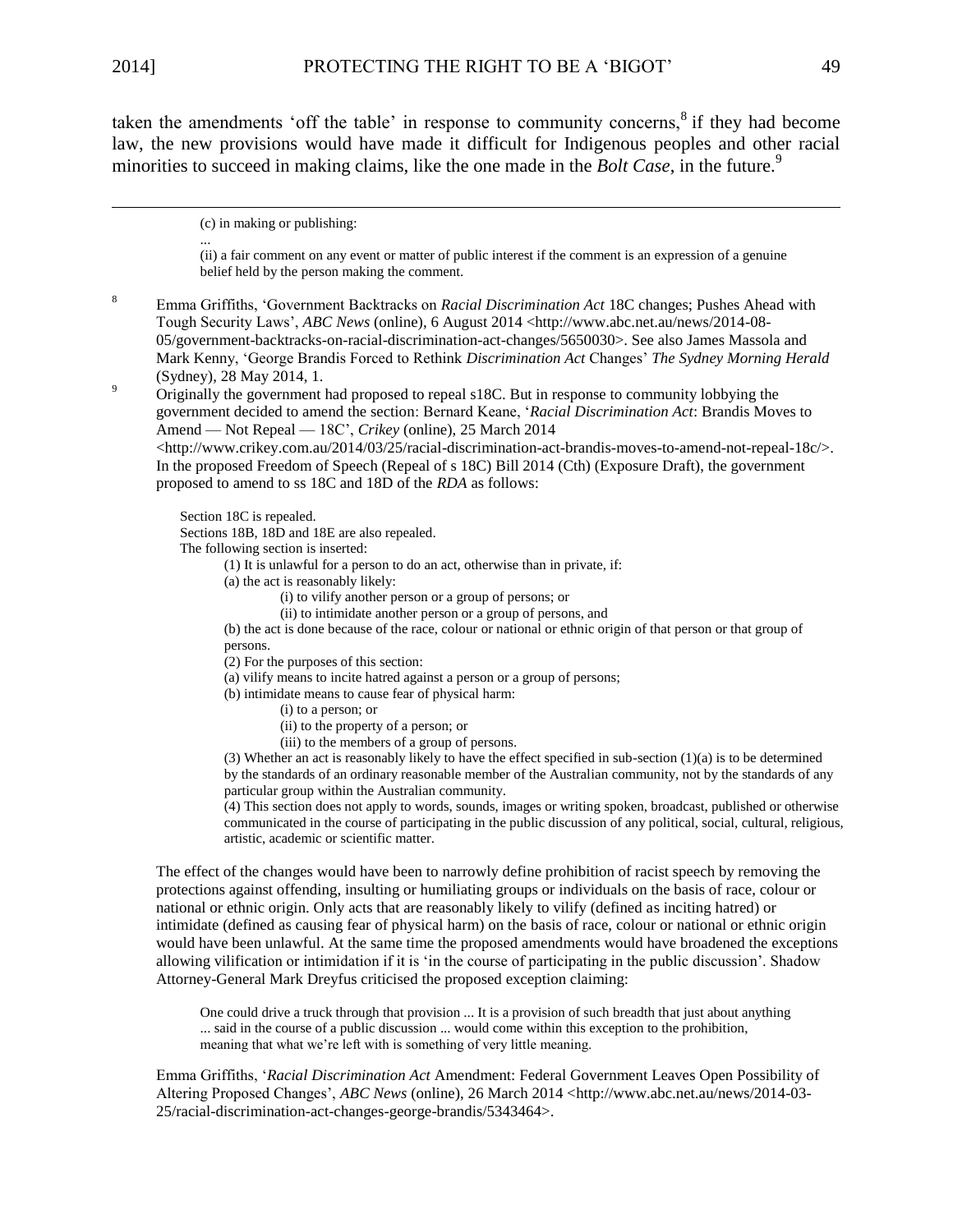taken the amendments 'off the table' in response to community concerns,[8] if they had become law, the new provisions would have made it difficult for Indigenous peoples and other racial minorities to succeed in making claims, like the one made in the *Bolt Case*, in the future.[9]

---

> (c) in making or publishing:
>
> ...
>
> (ii) a fair comment on any event or matter of public interest if the comment is an expression of a genuine belief held by the person making the comment.

[8] Emma Griffiths, 'Government Backtracks on *Racial Discrimination Act* 18C changes; Pushes Ahead with Tough Security Laws', *ABC News* (online), 6 August 2014 <http://www.abc.net.au/news/2014-08-05/government-backtracks-on-racial-discrimination-act-changes/5650030>. See also James Massola and Mark Kenny, 'George Brandis Forced to Rethink *Discrimination Act* Changes' *The Sydney Morning Herald* (Sydney), 28 May 2014, 1.

[9] Originally the government had proposed to repeal s18C. But in response to community lobbying the government decided to amend the section: Bernard Keane, '*Racial Discrimination Act*: Brandis Moves to Amend — Not Repeal — 18C', *Crikey* (online), 25 March 2014 <http://www.crikey.com.au/2014/03/25/racial-discrimination-act-brandis-moves-to-amend-not-repeal-18c/>. In the proposed Freedom of Speech (Repeal of s 18C) Bill 2014 (Cth) (Exposure Draft), the government proposed to amend to ss 18C and 18D of the *RDA* as follows:

> Section 18C is repealed.
>
> Sections 18B, 18D and 18E are also repealed.
>
> The following section is inserted:
>
> (1) It is unlawful for a person to do an act, otherwise than in private, if:
>
> (a) the act is reasonably likely:
>
> (i) to vilify another person or a group of persons; or
>
> (ii) to intimidate another person or a group of persons, and
>
> (b) the act is done because of the race, colour or national or ethnic origin of that person or that group of persons.
>
> (2) For the purposes of this section:
>
> (a) vilify means to incite hatred against a person or a group of persons;
>
> (b) intimidate means to cause fear of physical harm:
>
> (i) to a person; or
>
> (ii) to the property of a person; or
>
> (iii) to the members of a group of persons.
>
> (3) Whether an act is reasonably likely to have the effect specified in sub-section (1)(a) is to be determined by the standards of an ordinary reasonable member of the Australian community, not by the standards of any particular group within the Australian community.
>
> (4) This section does not apply to words, sounds, images or writing spoken, broadcast, published or otherwise communicated in the course of participating in the public discussion of any political, social, cultural, religious, artistic, academic or scientific matter.

The effect of the changes would have been to narrowly define prohibition of racist speech by removing the protections against offending, insulting or humiliating groups or individuals on the basis of race, colour or national or ethnic origin. Only acts that are reasonably likely to vilify (defined as inciting hatred) or intimidate (defined as causing fear of physical harm) on the basis of race, colour or national or ethnic origin would have been unlawful. At the same time the proposed amendments would have broadened the exceptions allowing vilification or intimidation if it is 'in the course of participating in the public discussion'. Shadow Attorney-General Mark Dreyfus criticised the proposed exception claiming:

> One could drive a truck through that provision ... It is a provision of such breadth that just about anything ... said in the course of a public discussion ... would come within this exception to the prohibition, meaning that what we're left with is something of very little meaning.

Emma Griffiths, '*Racial Discrimination Act* Amendment: Federal Government Leaves Open Possibility of Altering Proposed Changes', *ABC News* (online), 26 March 2014 <http://www.abc.net.au/news/2014-03-25/racial-discrimination-act-changes-george-brandis/5343464>.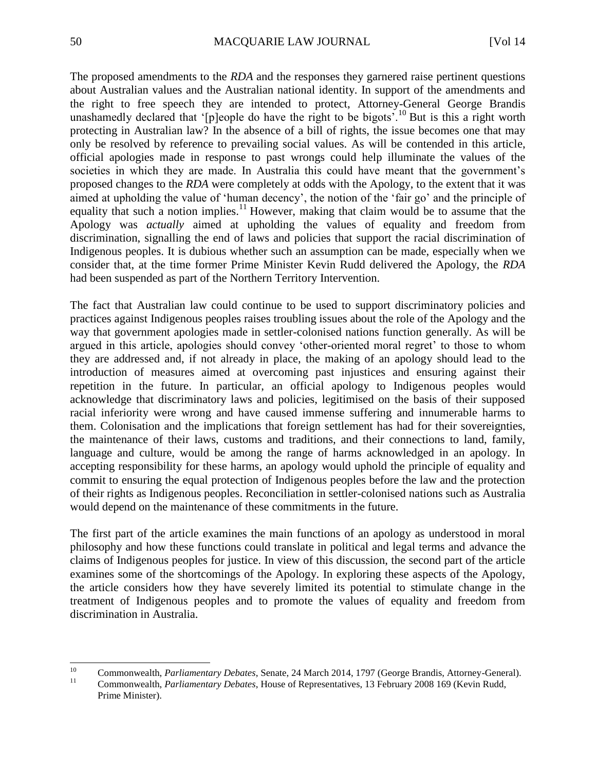The proposed amendments to the *RDA* and the responses they garnered raise pertinent questions about Australian values and the Australian national identity. In support of the amendments and the right to free speech they are intended to protect, Attorney-General George Brandis unashamedly declared that '[p]eople do have the right to be bigots'.[10] But is this a right worth protecting in Australian law? In the absence of a bill of rights, the issue becomes one that may only be resolved by reference to prevailing social values. As will be contended in this article, official apologies made in response to past wrongs could help illuminate the values of the societies in which they are made. In Australia this could have meant that the government's proposed changes to the *RDA* were completely at odds with the Apology, to the extent that it was aimed at upholding the value of 'human decency', the notion of the 'fair go' and the principle of equality that such a notion implies.[11] However, making that claim would be to assume that the Apology was *actually* aimed at upholding the values of equality and freedom from discrimination, signalling the end of laws and policies that support the racial discrimination of Indigenous peoples. It is dubious whether such an assumption can be made, especially when we consider that, at the time former Prime Minister Kevin Rudd delivered the Apology, the *RDA* had been suspended as part of the Northern Territory Intervention.

The fact that Australian law could continue to be used to support discriminatory policies and practices against Indigenous peoples raises troubling issues about the role of the Apology and the way that government apologies made in settler-colonised nations function generally. As will be argued in this article, apologies should convey 'other-oriented moral regret' to those to whom they are addressed and, if not already in place, the making of an apology should lead to the introduction of measures aimed at overcoming past injustices and ensuring against their repetition in the future. In particular, an official apology to Indigenous peoples would acknowledge that discriminatory laws and policies, legitimised on the basis of their supposed racial inferiority were wrong and have caused immense suffering and innumerable harms to them. Colonisation and the implications that foreign settlement has had for their sovereignties, the maintenance of their laws, customs and traditions, and their connections to land, family, language and culture, would be among the range of harms acknowledged in an apology. In accepting responsibility for these harms, an apology would uphold the principle of equality and commit to ensuring the equal protection of Indigenous peoples before the law and the protection of their rights as Indigenous peoples. Reconciliation in settler-colonised nations such as Australia would depend on the maintenance of these commitments in the future.

The first part of the article examines the main functions of an apology as understood in moral philosophy and how these functions could translate in political and legal terms and advance the claims of Indigenous peoples for justice. In view of this discussion, the second part of the article examines some of the shortcomings of the Apology. In exploring these aspects of the Apology, the article considers how they have severely limited its potential to stimulate change in the treatment of Indigenous peoples and to promote the values of equality and freedom from discrimination in Australia.

---

[10] Commonwealth, *Parliamentary Debates*, Senate, 24 March 2014, 1797 (George Brandis, Attorney-General).

[11] Commonwealth, *Parliamentary Debates*, House of Representatives, 13 February 2008 169 (Kevin Rudd, Prime Minister).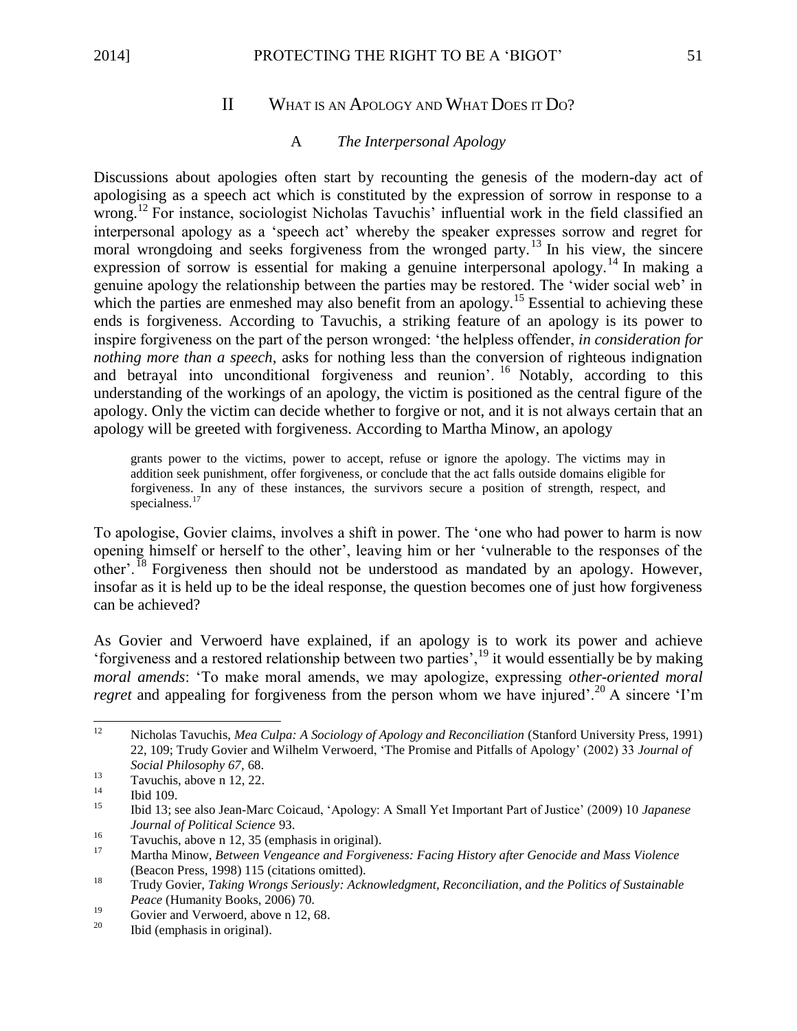## II What is an Apology and What Does it Do?

### A *The Interpersonal Apology*

Discussions about apologies often start by recounting the genesis of the modern-day act of apologising as a speech act which is constituted by the expression of sorrow in response to a wrong.[12] For instance, sociologist Nicholas Tavuchis' influential work in the field classified an interpersonal apology as a 'speech act' whereby the speaker expresses sorrow and regret for moral wrongdoing and seeks forgiveness from the wronged party.[13] In his view, the sincere expression of sorrow is essential for making a genuine interpersonal apology.[14] In making a genuine apology the relationship between the parties may be restored. The 'wider social web' in which the parties are enmeshed may also benefit from an apology.[15] Essential to achieving these ends is forgiveness. According to Tavuchis, a striking feature of an apology is its power to inspire forgiveness on the part of the person wronged: 'the helpless offender, *in consideration for nothing more than a speech*, asks for nothing less than the conversion of righteous indignation and betrayal into unconditional forgiveness and reunion'.[16] Notably, according to this understanding of the workings of an apology, the victim is positioned as the central figure of the apology. Only the victim can decide whether to forgive or not, and it is not always certain that an apology will be greeted with forgiveness. According to Martha Minow, an apology

> grants power to the victims, power to accept, refuse or ignore the apology. The victims may in addition seek punishment, offer forgiveness, or conclude that the act falls outside domains eligible for forgiveness. In any of these instances, the survivors secure a position of strength, respect, and specialness.[17]

To apologise, Govier claims, involves a shift in power. The 'one who had power to harm is now opening himself or herself to the other', leaving him or her 'vulnerable to the responses of the other'.[18] Forgiveness then should not be understood as mandated by an apology. However, insofar as it is held up to be the ideal response, the question becomes one of just how forgiveness can be achieved?

As Govier and Verwoerd have explained, if an apology is to work its power and achieve 'forgiveness and a restored relationship between two parties',[19] it would essentially be by making *moral amends*: 'To make moral amends, we may apologize, expressing *other-oriented moral regret* and appealing for forgiveness from the person whom we have injured'.[20] A sincere 'I'm

---

[12] Nicholas Tavuchis, *Mea Culpa: A Sociology of Apology and Reconciliation* (Stanford University Press, 1991) 22, 109; Trudy Govier and Wilhelm Verwoerd, 'The Promise and Pitfalls of Apology' (2002) 33 *Journal of Social Philosophy 67*, 68.

[13] Tavuchis, above n 12, 22.

[14] Ibid 109.

[15] Ibid 13; see also Jean-Marc Coicaud, 'Apology: A Small Yet Important Part of Justice' (2009) 10 *Japanese Journal of Political Science* 93.

[16] Tavuchis, above n 12, 35 (emphasis in original).

[17] Martha Minow, *Between Vengeance and Forgiveness: Facing History after Genocide and Mass Violence* (Beacon Press, 1998) 115 (citations omitted).

[18] Trudy Govier, *Taking Wrongs Seriously: Acknowledgment, Reconciliation, and the Politics of Sustainable Peace* (Humanity Books, 2006) 70.

[19] Govier and Verwoerd, above n 12, 68.

[20] Ibid (emphasis in original).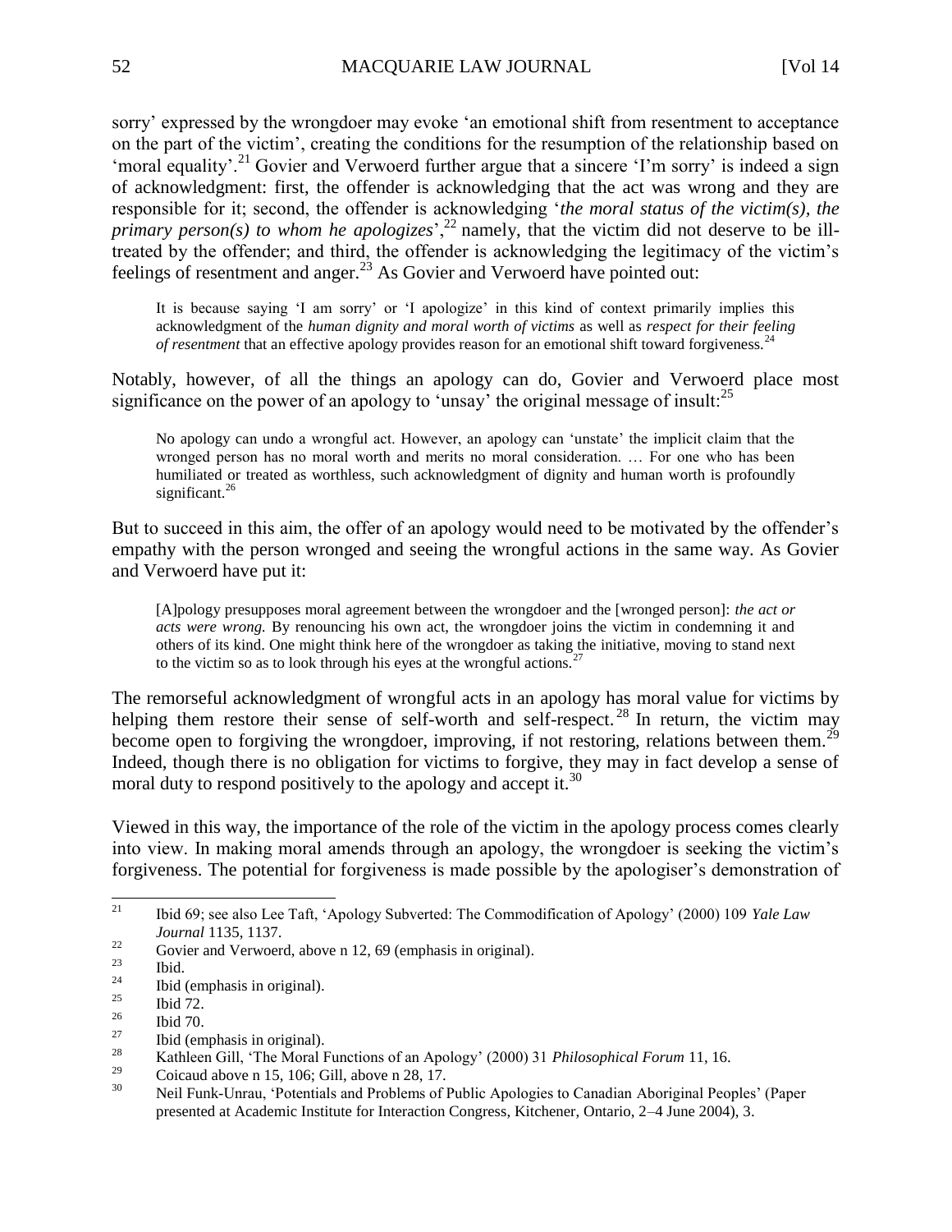sorry' expressed by the wrongdoer may evoke 'an emotional shift from resentment to acceptance on the part of the victim', creating the conditions for the resumption of the relationship based on 'moral equality'.[21] Govier and Verwoerd further argue that a sincere 'I'm sorry' is indeed a sign of acknowledgment: first, the offender is acknowledging that the act was wrong and they are responsible for it; second, the offender is acknowledging '*the moral status of the victim(s), the primary person(s) to whom he apologizes*',[22] namely, that the victim did not deserve to be ill-treated by the offender; and third, the offender is acknowledging the legitimacy of the victim's feelings of resentment and anger.[23] As Govier and Verwoerd have pointed out:

> It is because saying 'I am sorry' or 'I apologize' in this kind of context primarily implies this acknowledgment of the *human dignity and moral worth of victims* as well as *respect for their feeling of resentment* that an effective apology provides reason for an emotional shift toward forgiveness.[24]

Notably, however, of all the things an apology can do, Govier and Verwoerd place most significance on the power of an apology to 'unsay' the original message of insult:[25]

> No apology can undo a wrongful act. However, an apology can 'unstate' the implicit claim that the wronged person has no moral worth and merits no moral consideration. … For one who has been humiliated or treated as worthless, such acknowledgment of dignity and human worth is profoundly significant.[26]

But to succeed in this aim, the offer of an apology would need to be motivated by the offender's empathy with the person wronged and seeing the wrongful actions in the same way. As Govier and Verwoerd have put it:

> [A]pology presupposes moral agreement between the wrongdoer and the [wronged person]: *the act or acts were wrong.* By renouncing his own act, the wrongdoer joins the victim in condemning it and others of its kind. One might think here of the wrongdoer as taking the initiative, moving to stand next to the victim so as to look through his eyes at the wrongful actions.[27]

The remorseful acknowledgment of wrongful acts in an apology has moral value for victims by helping them restore their sense of self-worth and self-respect.[28] In return, the victim may become open to forgiving the wrongdoer, improving, if not restoring, relations between them.[29] Indeed, though there is no obligation for victims to forgive, they may in fact develop a sense of moral duty to respond positively to the apology and accept it.[30]

Viewed in this way, the importance of the role of the victim in the apology process comes clearly into view. In making moral amends through an apology, the wrongdoer is seeking the victim's forgiveness. The potential for forgiveness is made possible by the apologiser's demonstration of

---

[21] Ibid 69; see also Lee Taft, 'Apology Subverted: The Commodification of Apology' (2000) 109 *Yale Law Journal* 1135, 1137.

[22] Govier and Verwoerd, above n 12, 69 (emphasis in original).

[23] Ibid.

[24] Ibid (emphasis in original).

[25] Ibid 72.

[26] Ibid 70.

[27] Ibid (emphasis in original).

[28] Kathleen Gill, 'The Moral Functions of an Apology' (2000) 31 *Philosophical Forum* 11, 16.

[29] Coicaud above n 15, 106; Gill, above n 28, 17.

[30] Neil Funk-Unrau, 'Potentials and Problems of Public Apologies to Canadian Aboriginal Peoples' (Paper presented at Academic Institute for Interaction Congress, Kitchener, Ontario, 2–4 June 2004), 3.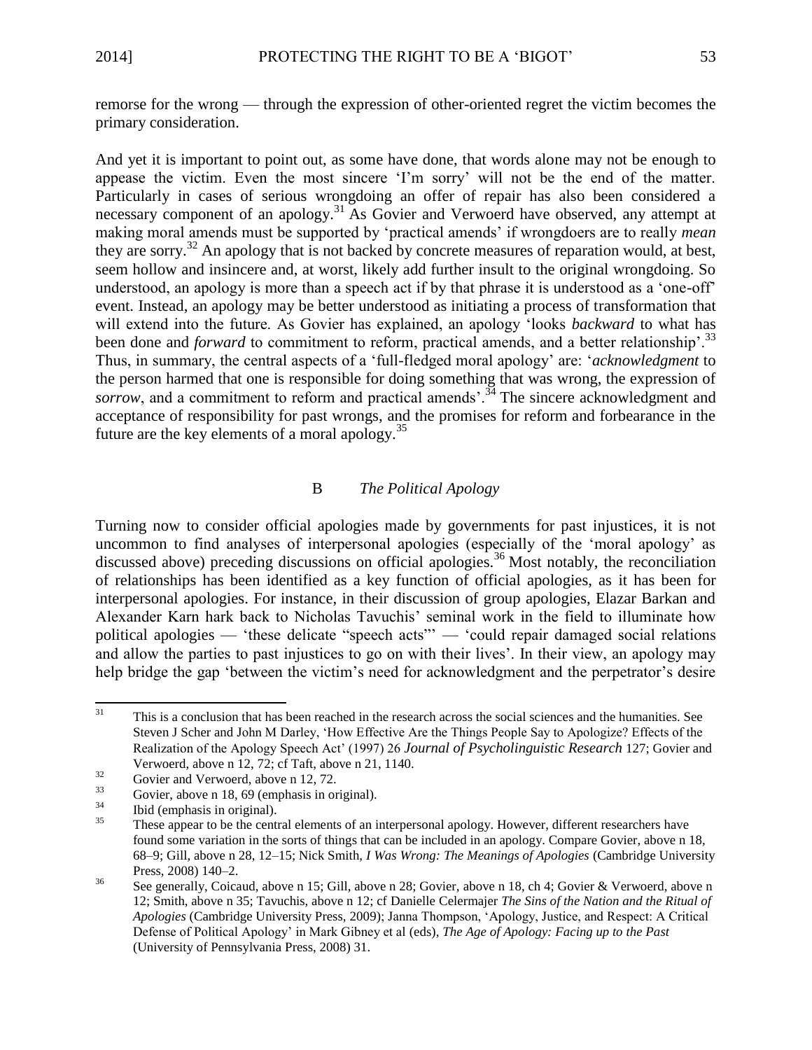remorse for the wrong — through the expression of other-oriented regret the victim becomes the primary consideration.

And yet it is important to point out, as some have done, that words alone may not be enough to appease the victim. Even the most sincere 'I'm sorry' will not be the end of the matter. Particularly in cases of serious wrongdoing an offer of repair has also been considered a necessary component of an apology.[31] As Govier and Verwoerd have observed, any attempt at making moral amends must be supported by 'practical amends' if wrongdoers are to really *mean* they are sorry.[32] An apology that is not backed by concrete measures of reparation would, at best, seem hollow and insincere and, at worst, likely add further insult to the original wrongdoing. So understood, an apology is more than a speech act if by that phrase it is understood as a 'one-off' event. Instead, an apology may be better understood as initiating a process of transformation that will extend into the future. As Govier has explained, an apology 'looks *backward* to what has been done and *forward* to commitment to reform, practical amends, and a better relationship'.[33] Thus, in summary, the central aspects of a 'full-fledged moral apology' are: '*acknowledgment* to the person harmed that one is responsible for doing something that was wrong, the expression of *sorrow*, and a commitment to reform and practical amends'.[34] The sincere acknowledgment and acceptance of responsibility for past wrongs, and the promises for reform and forbearance in the future are the key elements of a moral apology.[35]

### B *The Political Apology*

Turning now to consider official apologies made by governments for past injustices, it is not uncommon to find analyses of interpersonal apologies (especially of the 'moral apology' as discussed above) preceding discussions on official apologies.[36] Most notably, the reconciliation of relationships has been identified as a key function of official apologies, as it has been for interpersonal apologies. For instance, in their discussion of group apologies, Elazar Barkan and Alexander Karn hark back to Nicholas Tavuchis' seminal work in the field to illuminate how political apologies — 'these delicate "speech acts"' — 'could repair damaged social relations and allow the parties to past injustices to go on with their lives'. In their view, an apology may help bridge the gap 'between the victim's need for acknowledgment and the perpetrator's desire

---

[31] This is a conclusion that has been reached in the research across the social sciences and the humanities. See Steven J Scher and John M Darley, 'How Effective Are the Things People Say to Apologize? Effects of the Realization of the Apology Speech Act' (1997) 26 *Journal of Psycholinguistic Research* 127; Govier and Verwoerd, above n 12, 72; cf Taft, above n 21, 1140.

[32] Govier and Verwoerd, above n 12, 72.

[33] Govier, above n 18, 69 (emphasis in original).

[34] Ibid (emphasis in original).

[35] These appear to be the central elements of an interpersonal apology. However, different researchers have found some variation in the sorts of things that can be included in an apology. Compare Govier, above n 18, 68–9; Gill, above n 28, 12–15; Nick Smith, *I Was Wrong: The Meanings of Apologies* (Cambridge University Press, 2008) 140–2.

[36] See generally, Coicaud, above n 15; Gill, above n 28; Govier, above n 18, ch 4; Govier & Verwoerd, above n 12; Smith, above n 35; Tavuchis, above n 12; cf Danielle Celermajer *The Sins of the Nation and the Ritual of Apologies* (Cambridge University Press, 2009); Janna Thompson, 'Apology, Justice, and Respect: A Critical Defense of Political Apology' in Mark Gibney et al (eds), *The Age of Apology: Facing up to the Past* (University of Pennsylvania Press, 2008) 31.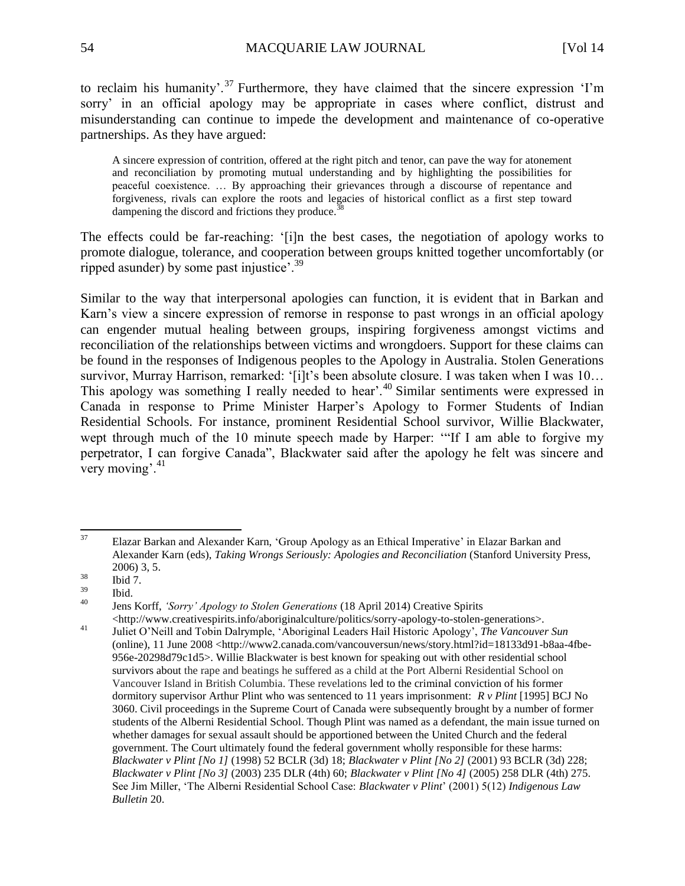to reclaim his humanity'.[37] Furthermore, they have claimed that the sincere expression 'I'm sorry' in an official apology may be appropriate in cases where conflict, distrust and misunderstanding can continue to impede the development and maintenance of co-operative partnerships. As they have argued:

> A sincere expression of contrition, offered at the right pitch and tenor, can pave the way for atonement and reconciliation by promoting mutual understanding and by highlighting the possibilities for peaceful coexistence. … By approaching their grievances through a discourse of repentance and forgiveness, rivals can explore the roots and legacies of historical conflict as a first step toward dampening the discord and frictions they produce.[38]

The effects could be far-reaching: '[i]n the best cases, the negotiation of apology works to promote dialogue, tolerance, and cooperation between groups knitted together uncomfortably (or ripped asunder) by some past injustice'.[39]

Similar to the way that interpersonal apologies can function, it is evident that in Barkan and Karn's view a sincere expression of remorse in response to past wrongs in an official apology can engender mutual healing between groups, inspiring forgiveness amongst victims and reconciliation of the relationships between victims and wrongdoers. Support for these claims can be found in the responses of Indigenous peoples to the Apology in Australia. Stolen Generations survivor, Murray Harrison, remarked: '[i]t's been absolute closure. I was taken when I was 10… This apology was something I really needed to hear'.[40] Similar sentiments were expressed in Canada in response to Prime Minister Harper's Apology to Former Students of Indian Residential Schools. For instance, prominent Residential School survivor, Willie Blackwater, wept through much of the 10 minute speech made by Harper: '"If I am able to forgive my perpetrator, I can forgive Canada", Blackwater said after the apology he felt was sincere and very moving'.[41]

---

[37] Elazar Barkan and Alexander Karn, 'Group Apology as an Ethical Imperative' in Elazar Barkan and Alexander Karn (eds), *Taking Wrongs Seriously: Apologies and Reconciliation* (Stanford University Press, 2006) 3, 5.

[38] Ibid 7.

[39] Ibid.

[40] Jens Korff, *'Sorry' Apology to Stolen Generations* (18 April 2014) Creative Spirits <http://www.creativespirits.info/aboriginalculture/politics/sorry-apology-to-stolen-generations>.

[41] Juliet O'Neill and Tobin Dalrymple, 'Aboriginal Leaders Hail Historic Apology', *The Vancouver Sun* (online), 11 June 2008 <http://www2.canada.com/vancouversun/news/story.html?id=18133d91-b8aa-4fbe-956e-20298d79c1d5>. Willie Blackwater is best known for speaking out with other residential school survivors about the rape and beatings he suffered as a child at the Port Alberni Residential School on Vancouver Island in British Columbia. These revelations led to the criminal conviction of his former dormitory supervisor Arthur Plint who was sentenced to 11 years imprisonment: *R v Plint* [1995] BCJ No 3060. Civil proceedings in the Supreme Court of Canada were subsequently brought by a number of former students of the Alberni Residential School. Though Plint was named as a defendant, the main issue turned on whether damages for sexual assault should be apportioned between the United Church and the federal government. The Court ultimately found the federal government wholly responsible for these harms: *Blackwater v Plint [No 1]* (1998) 52 BCLR (3d) 18; *Blackwater v Plint [No 2]* (2001) 93 BCLR (3d) 228; *Blackwater v Plint [No 3]* (2003) 235 DLR (4th) 60; *Blackwater v Plint [No 4]* (2005) 258 DLR (4th) 275. See Jim Miller, 'The Alberni Residential School Case: *Blackwater v Plint*' (2001) 5(12) *Indigenous Law Bulletin* 20.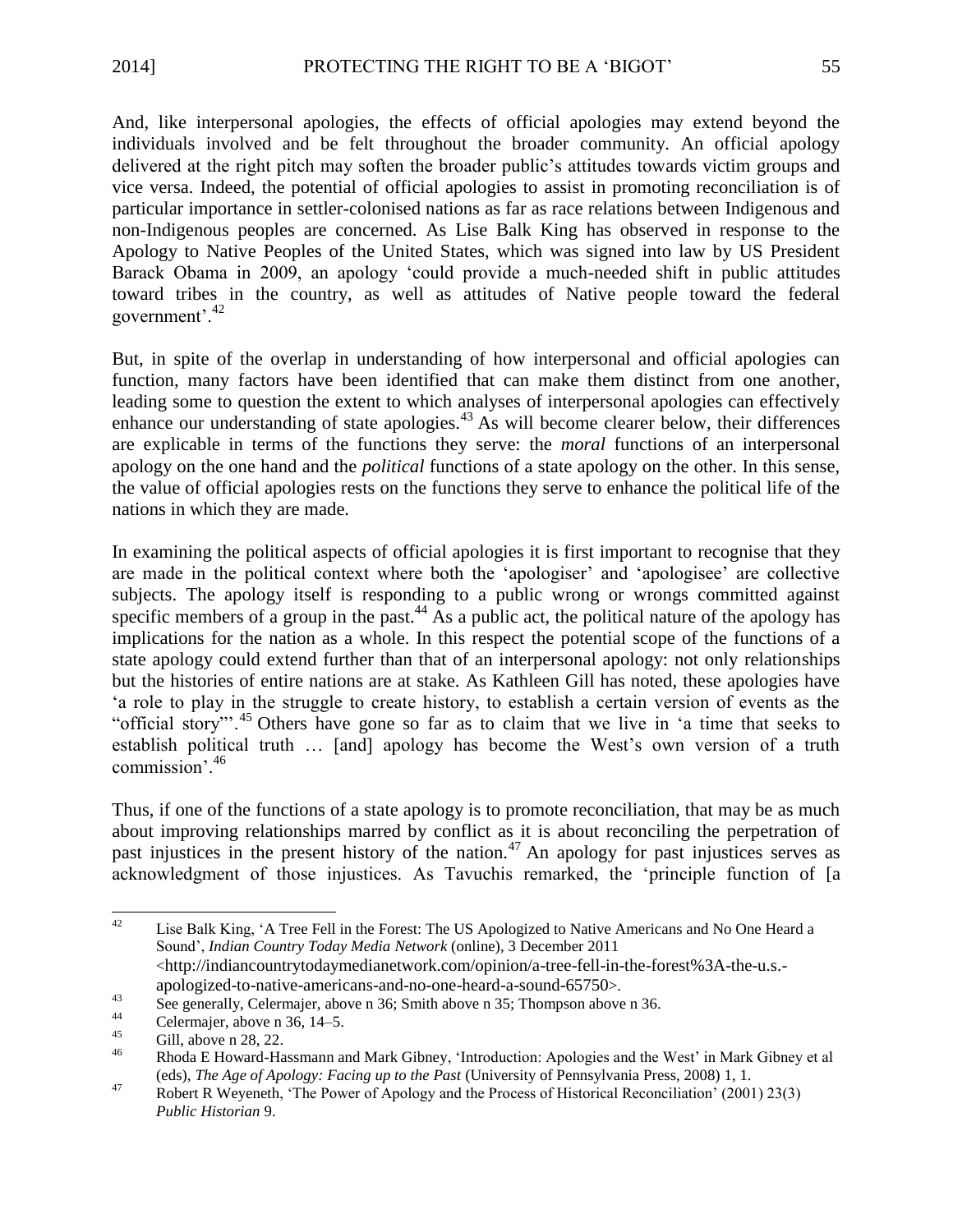And, like interpersonal apologies, the effects of official apologies may extend beyond the individuals involved and be felt throughout the broader community. An official apology delivered at the right pitch may soften the broader public's attitudes towards victim groups and vice versa. Indeed, the potential of official apologies to assist in promoting reconciliation is of particular importance in settler-colonised nations as far as race relations between Indigenous and non-Indigenous peoples are concerned. As Lise Balk King has observed in response to the Apology to Native Peoples of the United States, which was signed into law by US President Barack Obama in 2009, an apology 'could provide a much-needed shift in public attitudes toward tribes in the country, as well as attitudes of Native people toward the federal government'.[42]

But, in spite of the overlap in understanding of how interpersonal and official apologies can function, many factors have been identified that can make them distinct from one another, leading some to question the extent to which analyses of interpersonal apologies can effectively enhance our understanding of state apologies.[43] As will become clearer below, their differences are explicable in terms of the functions they serve: the *moral* functions of an interpersonal apology on the one hand and the *political* functions of a state apology on the other. In this sense, the value of official apologies rests on the functions they serve to enhance the political life of the nations in which they are made.

In examining the political aspects of official apologies it is first important to recognise that they are made in the political context where both the 'apologiser' and 'apologisee' are collective subjects. The apology itself is responding to a public wrong or wrongs committed against specific members of a group in the past.[44] As a public act, the political nature of the apology has implications for the nation as a whole. In this respect the potential scope of the functions of a state apology could extend further than that of an interpersonal apology: not only relationships but the histories of entire nations are at stake. As Kathleen Gill has noted, these apologies have 'a role to play in the struggle to create history, to establish a certain version of events as the "official story"'.[45] Others have gone so far as to claim that we live in 'a time that seeks to establish political truth … [and] apology has become the West's own version of a truth commission'.[46]

Thus, if one of the functions of a state apology is to promote reconciliation, that may be as much about improving relationships marred by conflict as it is about reconciling the perpetration of past injustices in the present history of the nation.[47] An apology for past injustices serves as acknowledgment of those injustices. As Tavuchis remarked, the 'principle function of [a

---

[42] Lise Balk King, 'A Tree Fell in the Forest: The US Apologized to Native Americans and No One Heard a Sound', *Indian Country Today Media Network* (online), 3 December 2011 <http://indiancountrytodaymedianetwork.com/opinion/a-tree-fell-in-the-forest%3A-the-u.s.-apologized-to-native-americans-and-no-one-heard-a-sound-65750>.

[43] See generally, Celermajer, above n 36; Smith above n 35; Thompson above n 36.

[44] Celermajer, above n 36, 14–5.

[45] Gill, above n 28, 22.

[46] Rhoda E Howard-Hassmann and Mark Gibney, 'Introduction: Apologies and the West' in Mark Gibney et al (eds), *The Age of Apology: Facing up to the Past* (University of Pennsylvania Press, 2008) 1, 1.

[47] Robert R Weyeneth, 'The Power of Apology and the Process of Historical Reconciliation' (2001) 23(3) *Public Historian* 9.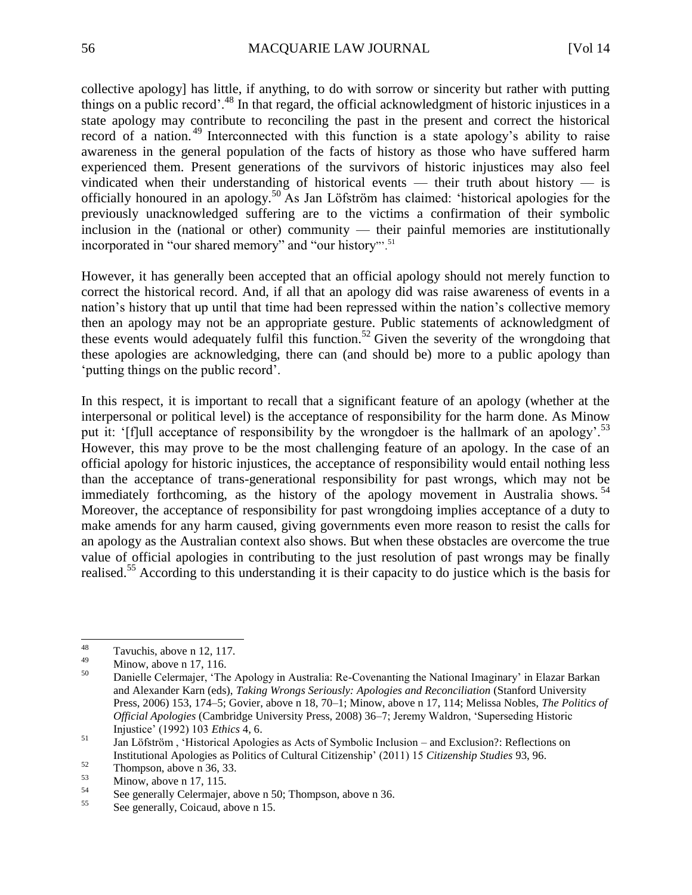collective apology] has little, if anything, to do with sorrow or sincerity but rather with putting things on a public record'.[48] In that regard, the official acknowledgment of historic injustices in a state apology may contribute to reconciling the past in the present and correct the historical record of a nation.[49] Interconnected with this function is a state apology's ability to raise awareness in the general population of the facts of history as those who have suffered harm experienced them. Present generations of the survivors of historic injustices may also feel vindicated when their understanding of historical events — their truth about history — is officially honoured in an apology.[50] As Jan Löfström has claimed: 'historical apologies for the previously unacknowledged suffering are to the victims a confirmation of their symbolic inclusion in the (national or other) community — their painful memories are institutionally incorporated in "our shared memory" and "our history"'.[51]

However, it has generally been accepted that an official apology should not merely function to correct the historical record. And, if all that an apology did was raise awareness of events in a nation's history that up until that time had been repressed within the nation's collective memory then an apology may not be an appropriate gesture. Public statements of acknowledgment of these events would adequately fulfil this function.[52] Given the severity of the wrongdoing that these apologies are acknowledging, there can (and should be) more to a public apology than 'putting things on the public record'.

In this respect, it is important to recall that a significant feature of an apology (whether at the interpersonal or political level) is the acceptance of responsibility for the harm done. As Minow put it: '[f]ull acceptance of responsibility by the wrongdoer is the hallmark of an apology'.[53] However, this may prove to be the most challenging feature of an apology. In the case of an official apology for historic injustices, the acceptance of responsibility would entail nothing less than the acceptance of trans-generational responsibility for past wrongs, which may not be immediately forthcoming, as the history of the apology movement in Australia shows.[54] Moreover, the acceptance of responsibility for past wrongdoing implies acceptance of a duty to make amends for any harm caused, giving governments even more reason to resist the calls for an apology as the Australian context also shows. But when these obstacles are overcome the true value of official apologies in contributing to the just resolution of past wrongs may be finally realised.[55] According to this understanding it is their capacity to do justice which is the basis for

---

[48] Tavuchis, above n 12, 117.

[49] Minow, above n 17, 116.

[50] Danielle Celermajer, 'The Apology in Australia: Re-Covenanting the National Imaginary' in Elazar Barkan and Alexander Karn (eds), *Taking Wrongs Seriously: Apologies and Reconciliation* (Stanford University Press, 2006) 153, 174–5; Govier, above n 18, 70–1; Minow, above n 17, 114; Melissa Nobles, *The Politics of Official Apologies* (Cambridge University Press, 2008) 36–7; Jeremy Waldron, 'Superseding Historic Injustice' (1992) 103 *Ethics* 4, 6.

[51] Jan Löfström , 'Historical Apologies as Acts of Symbolic Inclusion – and Exclusion?: Reflections on Institutional Apologies as Politics of Cultural Citizenship' (2011) 15 *Citizenship Studies* 93, 96.

[52] Thompson, above n 36, 33.

[53] Minow, above n 17, 115.

[54] See generally Celermajer, above n 50; Thompson, above n 36.

[55] See generally, Coicaud, above n 15.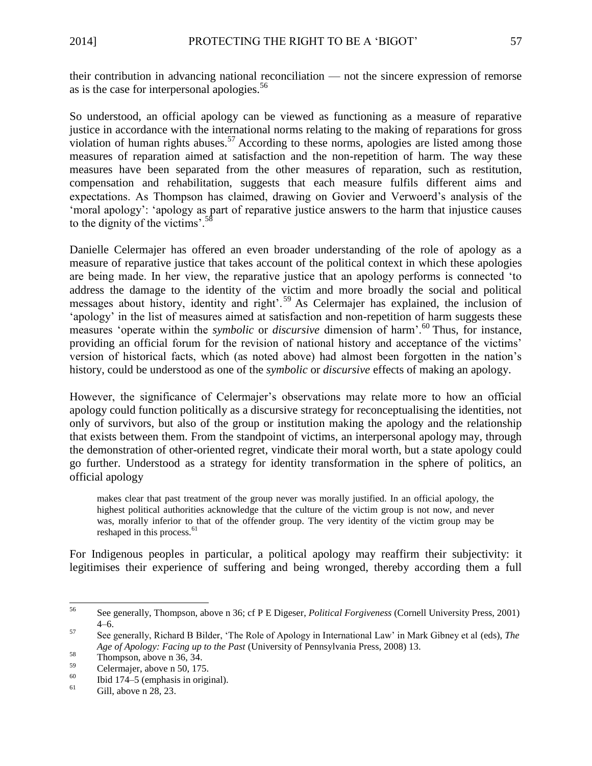their contribution in advancing national reconciliation — not the sincere expression of remorse as is the case for interpersonal apologies.[56]

So understood, an official apology can be viewed as functioning as a measure of reparative justice in accordance with the international norms relating to the making of reparations for gross violation of human rights abuses.[57] According to these norms, apologies are listed among those measures of reparation aimed at satisfaction and the non-repetition of harm. The way these measures have been separated from the other measures of reparation, such as restitution, compensation and rehabilitation, suggests that each measure fulfils different aims and expectations. As Thompson has claimed, drawing on Govier and Verwoerd's analysis of the 'moral apology': 'apology as part of reparative justice answers to the harm that injustice causes to the dignity of the victims'.[58]

Danielle Celermajer has offered an even broader understanding of the role of apology as a measure of reparative justice that takes account of the political context in which these apologies are being made. In her view, the reparative justice that an apology performs is connected 'to address the damage to the identity of the victim and more broadly the social and political messages about history, identity and right'.[59] As Celermajer has explained, the inclusion of 'apology' in the list of measures aimed at satisfaction and non-repetition of harm suggests these measures 'operate within the *symbolic* or *discursive* dimension of harm'.[60] Thus, for instance, providing an official forum for the revision of national history and acceptance of the victims' version of historical facts, which (as noted above) had almost been forgotten in the nation's history, could be understood as one of the *symbolic* or *discursive* effects of making an apology.

However, the significance of Celermajer's observations may relate more to how an official apology could function politically as a discursive strategy for reconceptualising the identities, not only of survivors, but also of the group or institution making the apology and the relationship that exists between them. From the standpoint of victims, an interpersonal apology may, through the demonstration of other-oriented regret, vindicate their moral worth, but a state apology could go further. Understood as a strategy for identity transformation in the sphere of politics, an official apology

> makes clear that past treatment of the group never was morally justified. In an official apology, the highest political authorities acknowledge that the culture of the victim group is not now, and never was, morally inferior to that of the offender group. The very identity of the victim group may be reshaped in this process.[61]

For Indigenous peoples in particular, a political apology may reaffirm their subjectivity: it legitimises their experience of suffering and being wronged, thereby according them a full

---

[56] See generally, Thompson, above n 36; cf P E Digeser, *Political Forgiveness* (Cornell University Press, 2001) 4–6.

[57] See generally, Richard B Bilder, 'The Role of Apology in International Law' in Mark Gibney et al (eds), *The Age of Apology: Facing up to the Past* (University of Pennsylvania Press, 2008) 13.

[58] Thompson, above n 36, 34.

[59] Celermajer, above n 50, 175.

[60] Ibid 174–5 (emphasis in original).

[61] Gill, above n 28, 23.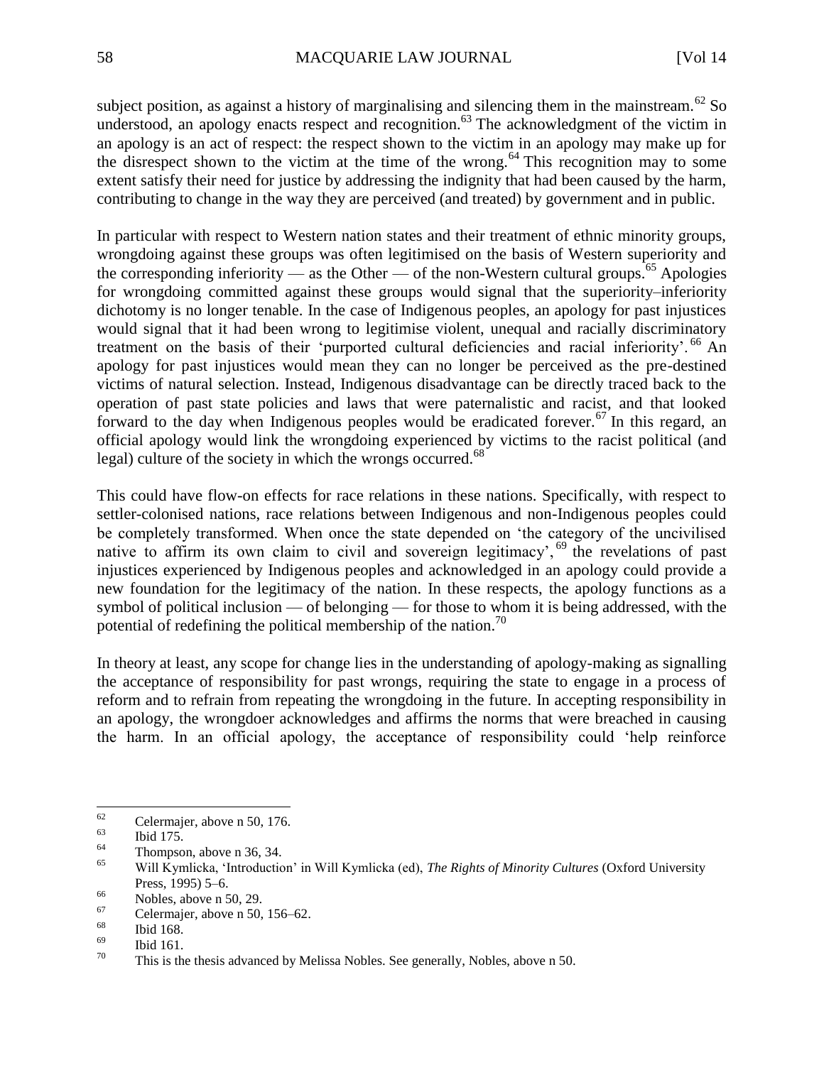subject position, as against a history of marginalising and silencing them in the mainstream.[62] So understood, an apology enacts respect and recognition.[63] The acknowledgment of the victim in an apology is an act of respect: the respect shown to the victim in an apology may make up for the disrespect shown to the victim at the time of the wrong.[64] This recognition may to some extent satisfy their need for justice by addressing the indignity that had been caused by the harm, contributing to change in the way they are perceived (and treated) by government and in public.

In particular with respect to Western nation states and their treatment of ethnic minority groups, wrongdoing against these groups was often legitimised on the basis of Western superiority and the corresponding inferiority — as the Other — of the non-Western cultural groups.[65] Apologies for wrongdoing committed against these groups would signal that the superiority–inferiority dichotomy is no longer tenable. In the case of Indigenous peoples, an apology for past injustices would signal that it had been wrong to legitimise violent, unequal and racially discriminatory treatment on the basis of their 'purported cultural deficiencies and racial inferiority'.[66] An apology for past injustices would mean they can no longer be perceived as the pre-destined victims of natural selection. Instead, Indigenous disadvantage can be directly traced back to the operation of past state policies and laws that were paternalistic and racist, and that looked forward to the day when Indigenous peoples would be eradicated forever.[67] In this regard, an official apology would link the wrongdoing experienced by victims to the racist political (and legal) culture of the society in which the wrongs occurred.[68]

This could have flow-on effects for race relations in these nations. Specifically, with respect to settler-colonised nations, race relations between Indigenous and non-Indigenous peoples could be completely transformed. When once the state depended on 'the category of the uncivilised native to affirm its own claim to civil and sovereign legitimacy',[69] the revelations of past injustices experienced by Indigenous peoples and acknowledged in an apology could provide a new foundation for the legitimacy of the nation. In these respects, the apology functions as a symbol of political inclusion — of belonging — for those to whom it is being addressed, with the potential of redefining the political membership of the nation.[70]

In theory at least, any scope for change lies in the understanding of apology-making as signalling the acceptance of responsibility for past wrongs, requiring the state to engage in a process of reform and to refrain from repeating the wrongdoing in the future. In accepting responsibility in an apology, the wrongdoer acknowledges and affirms the norms that were breached in causing the harm. In an official apology, the acceptance of responsibility could 'help reinforce

---

[62] Celermajer, above n 50, 176.
[63] Ibid 175.
[64] Thompson, above n 36, 34.
[65] Will Kymlicka, 'Introduction' in Will Kymlicka (ed), *The Rights of Minority Cultures* (Oxford University Press, 1995) 5–6.
[66] Nobles, above n 50, 29.
[67] Celermajer, above n 50, 156–62.
[68] Ibid 168.
[69] Ibid 161.
[70] This is the thesis advanced by Melissa Nobles. See generally, Nobles, above n 50.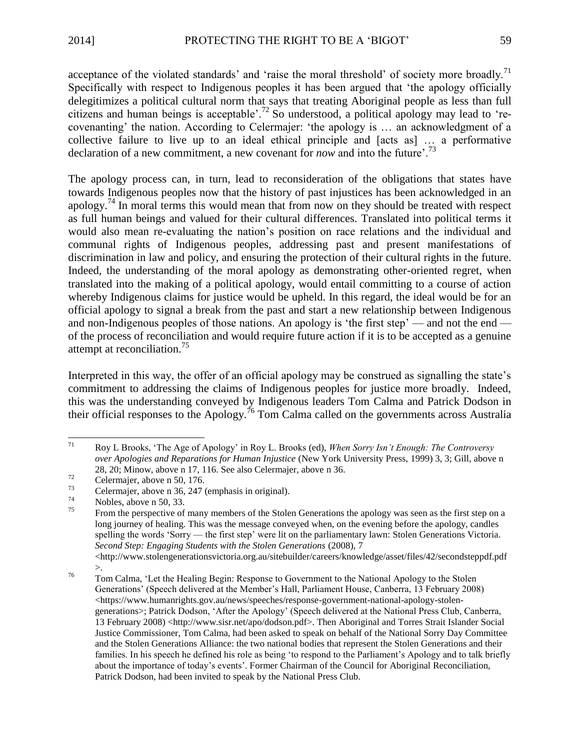acceptance of the violated standards' and 'raise the moral threshold' of society more broadly.[71] Specifically with respect to Indigenous peoples it has been argued that 'the apology officially delegitimizes a political cultural norm that says that treating Aboriginal people as less than full citizens and human beings is acceptable'.[72] So understood, a political apology may lead to 're-covenanting' the nation. According to Celermajer: 'the apology is … an acknowledgment of a collective failure to live up to an ideal ethical principle and [acts as] … a performative declaration of a new commitment, a new covenant for *now* and into the future'.[73]

The apology process can, in turn, lead to reconsideration of the obligations that states have towards Indigenous peoples now that the history of past injustices has been acknowledged in an apology.[74] In moral terms this would mean that from now on they should be treated with respect as full human beings and valued for their cultural differences. Translated into political terms it would also mean re-evaluating the nation's position on race relations and the individual and communal rights of Indigenous peoples, addressing past and present manifestations of discrimination in law and policy, and ensuring the protection of their cultural rights in the future. Indeed, the understanding of the moral apology as demonstrating other-oriented regret, when translated into the making of a political apology, would entail committing to a course of action whereby Indigenous claims for justice would be upheld. In this regard, the ideal would be for an official apology to signal a break from the past and start a new relationship between Indigenous and non-Indigenous peoples of those nations. An apology is 'the first step' — and not the end — of the process of reconciliation and would require future action if it is to be accepted as a genuine attempt at reconciliation.[75]

Interpreted in this way, the offer of an official apology may be construed as signalling the state's commitment to addressing the claims of Indigenous peoples for justice more broadly. Indeed, this was the understanding conveyed by Indigenous leaders Tom Calma and Patrick Dodson in their official responses to the Apology.[76] Tom Calma called on the governments across Australia

---

[71] Roy L Brooks, 'The Age of Apology' in Roy L. Brooks (ed), *When Sorry Isn't Enough: The Controversy over Apologies and Reparations for Human Injustice* (New York University Press, 1999) 3, 3; Gill, above n 28, 20; Minow, above n 17, 116. See also Celermajer, above n 36.

[72] Celermajer, above n 50, 176.

[73] Celermajer, above n 36, 247 (emphasis in original).

[74] Nobles, above n 50, 33.

[75] From the perspective of many members of the Stolen Generations the apology was seen as the first step on a long journey of healing. This was the message conveyed when, on the evening before the apology, candles spelling the words 'Sorry — the first step' were lit on the parliamentary lawn: Stolen Generations Victoria. *Second Step: Engaging Students with the Stolen Generations* (2008), 7 <http://www.stolengenerationsvictoria.org.au/sitebuilder/careers/knowledge/asset/files/42/secondsteppdf.pdf>.

[76] Tom Calma, 'Let the Healing Begin: Response to Government to the National Apology to the Stolen Generations' (Speech delivered at the Member's Hall, Parliament House, Canberra, 13 February 2008) <https://www.humanrights.gov.au/news/speeches/response-government-national-apology-stolen-generations>; Patrick Dodson, 'After the Apology' (Speech delivered at the National Press Club, Canberra, 13 February 2008) <http://www.sisr.net/apo/dodson.pdf>. Then Aboriginal and Torres Strait Islander Social Justice Commissioner, Tom Calma, had been asked to speak on behalf of the National Sorry Day Committee and the Stolen Generations Alliance: the two national bodies that represent the Stolen Generations and their families. In his speech he defined his role as being 'to respond to the Parliament's Apology and to talk briefly about the importance of today's events'. Former Chairman of the Council for Aboriginal Reconciliation, Patrick Dodson, had been invited to speak by the National Press Club.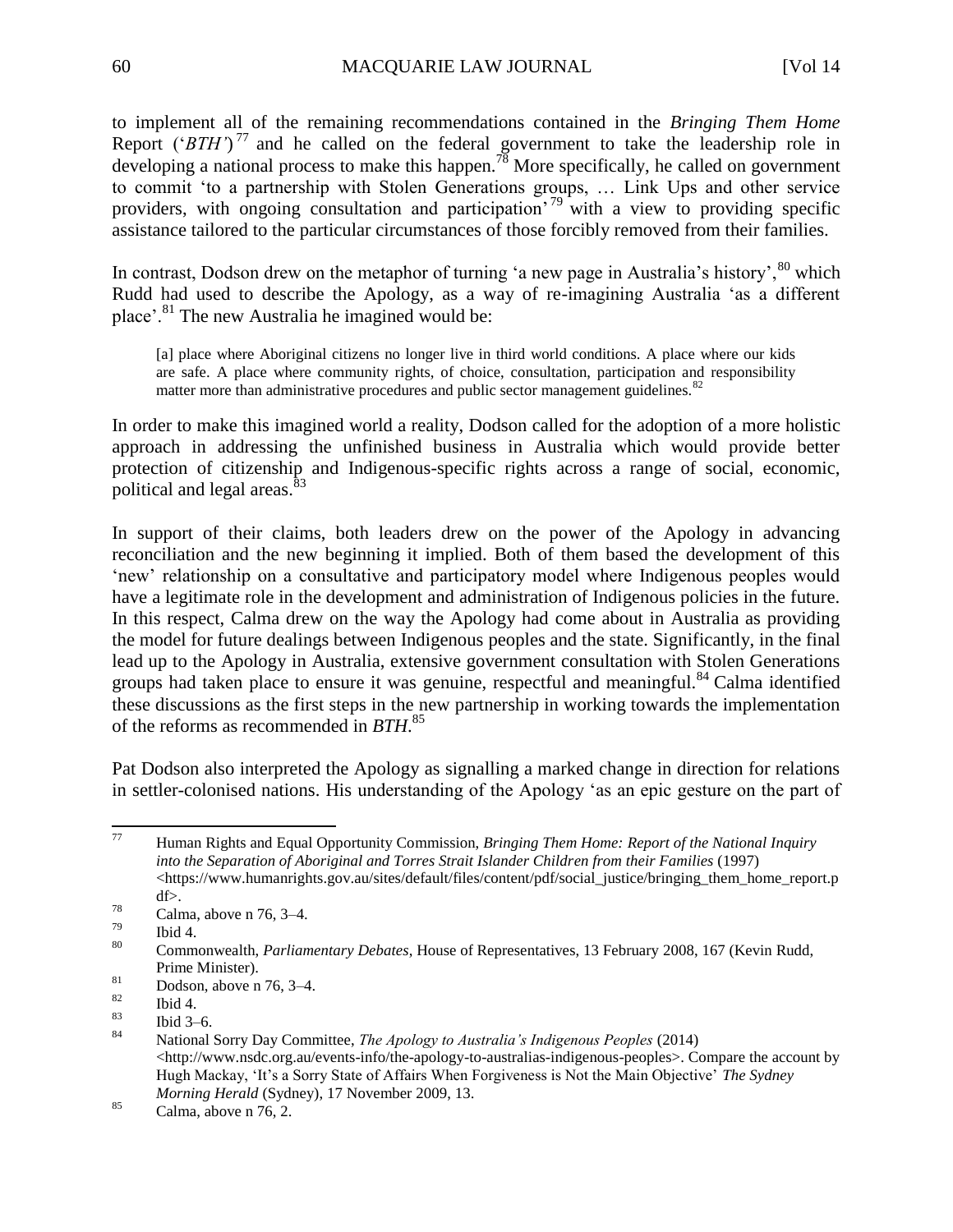to implement all of the remaining recommendations contained in the *Bringing Them Home* Report ('*BTH*')[77] and he called on the federal government to take the leadership role in developing a national process to make this happen.[78] More specifically, he called on government to commit 'to a partnership with Stolen Generations groups, … Link Ups and other service providers, with ongoing consultation and participation'[79] with a view to providing specific assistance tailored to the particular circumstances of those forcibly removed from their families.

In contrast, Dodson drew on the metaphor of turning 'a new page in Australia's history',[80] which Rudd had used to describe the Apology, as a way of re-imagining Australia 'as a different place'.[81] The new Australia he imagined would be:

> [a] place where Aboriginal citizens no longer live in third world conditions. A place where our kids are safe. A place where community rights, of choice, consultation, participation and responsibility matter more than administrative procedures and public sector management guidelines.[82]

In order to make this imagined world a reality, Dodson called for the adoption of a more holistic approach in addressing the unfinished business in Australia which would provide better protection of citizenship and Indigenous-specific rights across a range of social, economic, political and legal areas.[83]

In support of their claims, both leaders drew on the power of the Apology in advancing reconciliation and the new beginning it implied. Both of them based the development of this 'new' relationship on a consultative and participatory model where Indigenous peoples would have a legitimate role in the development and administration of Indigenous policies in the future. In this respect, Calma drew on the way the Apology had come about in Australia as providing the model for future dealings between Indigenous peoples and the state. Significantly, in the final lead up to the Apology in Australia, extensive government consultation with Stolen Generations groups had taken place to ensure it was genuine, respectful and meaningful.[84] Calma identified these discussions as the first steps in the new partnership in working towards the implementation of the reforms as recommended in *BTH*.[85]

Pat Dodson also interpreted the Apology as signalling a marked change in direction for relations in settler-colonised nations. His understanding of the Apology 'as an epic gesture on the part of

---

[77] Human Rights and Equal Opportunity Commission, *Bringing Them Home: Report of the National Inquiry into the Separation of Aboriginal and Torres Strait Islander Children from their Families* (1997) <https://www.humanrights.gov.au/sites/default/files/content/pdf/social_justice/bringing_them_home_report.pdf>.

[78] Calma, above n 76, 3–4.

[79] Ibid 4.

[80] Commonwealth, *Parliamentary Debates*, House of Representatives, 13 February 2008, 167 (Kevin Rudd, Prime Minister).

[81] Dodson, above n 76, 3–4.

[82] Ibid 4.

[83] Ibid 3–6.

[84] National Sorry Day Committee, *The Apology to Australia's Indigenous Peoples* (2014) <http://www.nsdc.org.au/events-info/the-apology-to-australias-indigenous-peoples>. Compare the account by Hugh Mackay, 'It's a Sorry State of Affairs When Forgiveness is Not the Main Objective' *The Sydney Morning Herald* (Sydney), 17 November 2009, 13.

[85] Calma, above n 76, 2.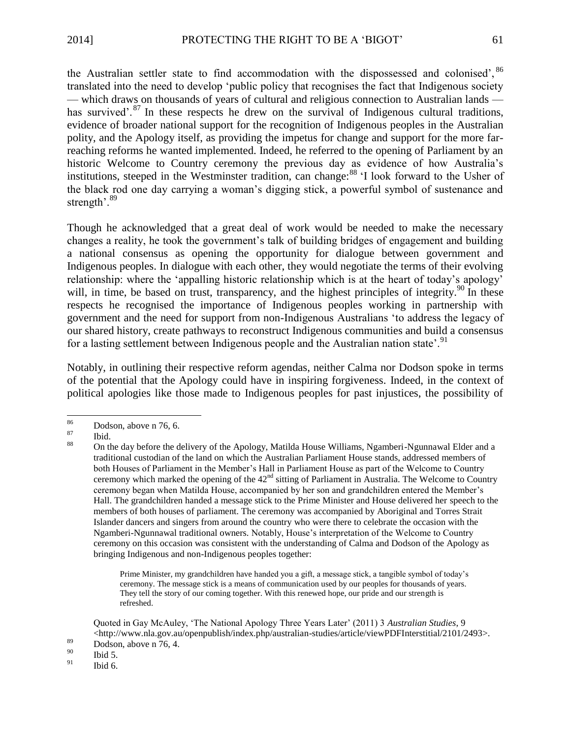the Australian settler state to find accommodation with the dispossessed and colonised',[86] translated into the need to develop 'public policy that recognises the fact that Indigenous society — which draws on thousands of years of cultural and religious connection to Australian lands — has survived'.[87] In these respects he drew on the survival of Indigenous cultural traditions, evidence of broader national support for the recognition of Indigenous peoples in the Australian polity, and the Apology itself, as providing the impetus for change and support for the more far-reaching reforms he wanted implemented. Indeed, he referred to the opening of Parliament by an historic Welcome to Country ceremony the previous day as evidence of how Australia's institutions, steeped in the Westminster tradition, can change:[88] 'I look forward to the Usher of the black rod one day carrying a woman's digging stick, a powerful symbol of sustenance and strength'.[89]

Though he acknowledged that a great deal of work would be needed to make the necessary changes a reality, he took the government's talk of building bridges of engagement and building a national consensus as opening the opportunity for dialogue between government and Indigenous peoples. In dialogue with each other, they would negotiate the terms of their evolving relationship: where the 'appalling historic relationship which is at the heart of today's apology' will, in time, be based on trust, transparency, and the highest principles of integrity.[90] In these respects he recognised the importance of Indigenous peoples working in partnership with government and the need for support from non-Indigenous Australians 'to address the legacy of our shared history, create pathways to reconstruct Indigenous communities and build a consensus for a lasting settlement between Indigenous people and the Australian nation state'.[91]

Notably, in outlining their respective reform agendas, neither Calma nor Dodson spoke in terms of the potential that the Apology could have in inspiring forgiveness. Indeed, in the context of political apologies like those made to Indigenous peoples for past injustices, the possibility of

---

[86] Dodson, above n 76, 6.

[87] Ibid.

[88] On the day before the delivery of the Apology, Matilda House Williams, Ngamberi-Ngunnawal Elder and a traditional custodian of the land on which the Australian Parliament House stands, addressed members of both Houses of Parliament in the Member's Hall in Parliament House as part of the Welcome to Country ceremony which marked the opening of the 42nd sitting of Parliament in Australia. The Welcome to Country ceremony began when Matilda House, accompanied by her son and grandchildren entered the Member's Hall. The grandchildren handed a message stick to the Prime Minister and House delivered her speech to the members of both houses of parliament. The ceremony was accompanied by Aboriginal and Torres Strait Islander dancers and singers from around the country who were there to celebrate the occasion with the Ngamberi-Ngunnawal traditional owners. Notably, House's interpretation of the Welcome to Country ceremony on this occasion was consistent with the understanding of Calma and Dodson of the Apology as bringing Indigenous and non-Indigenous peoples together:

> Prime Minister, my grandchildren have handed you a gift, a message stick, a tangible symbol of today's ceremony. The message stick is a means of communication used by our peoples for thousands of years. They tell the story of our coming together. With this renewed hope, our pride and our strength is refreshed.

Quoted in Gay McAuley, 'The National Apology Three Years Later' (2011) 3 *Australian Studies*, 9 <http://www.nla.gov.au/openpublish/index.php/australian-studies/article/viewPDFInterstitial/2101/2493>.

[89] Dodson, above n 76, 4.

[90] Ibid 5.

[91] Ibid 6.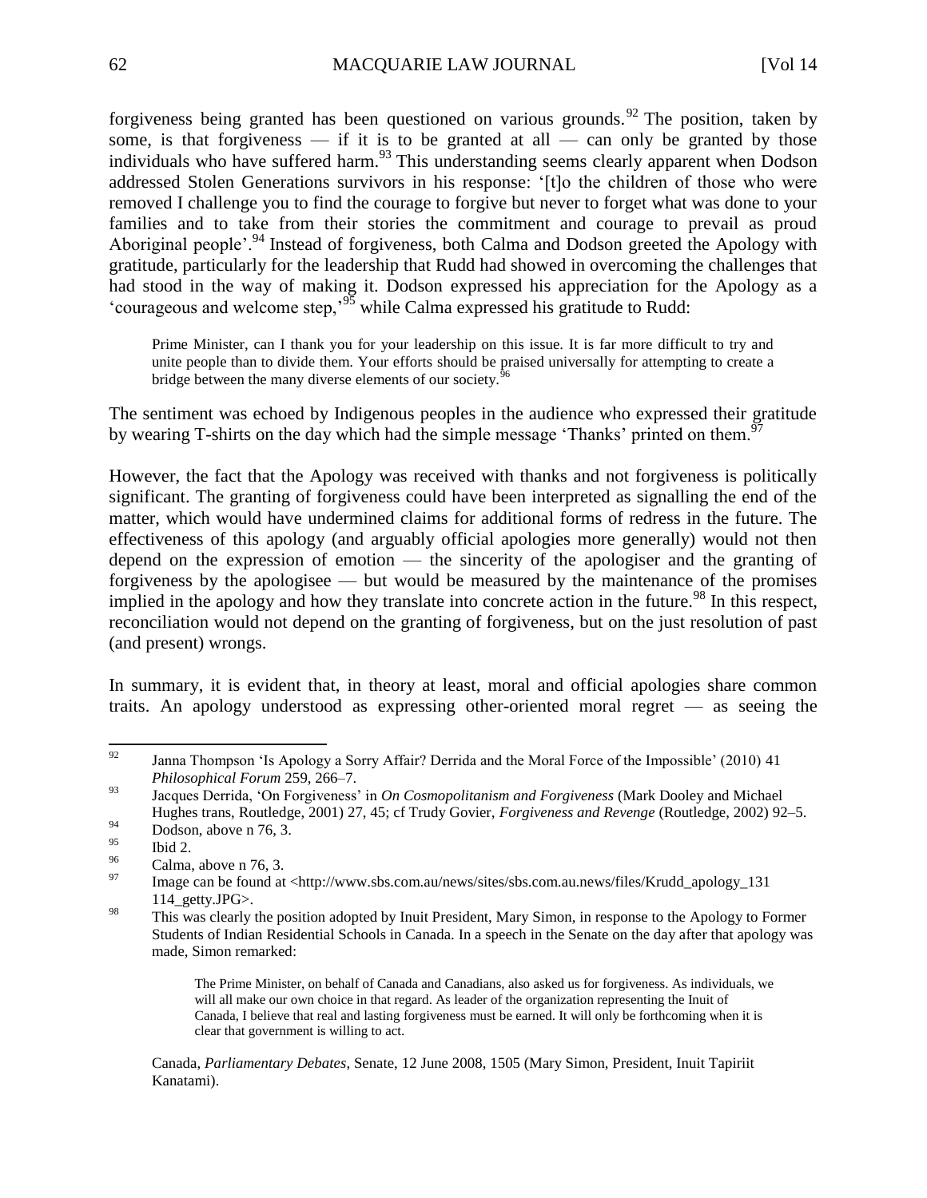forgiveness being granted has been questioned on various grounds.[92] The position, taken by some, is that forgiveness — if it is to be granted at all — can only be granted by those individuals who have suffered harm.[93] This understanding seems clearly apparent when Dodson addressed Stolen Generations survivors in his response: '[t]o the children of those who were removed I challenge you to find the courage to forgive but never to forget what was done to your families and to take from their stories the commitment and courage to prevail as proud Aboriginal people'.[94] Instead of forgiveness, both Calma and Dodson greeted the Apology with gratitude, particularly for the leadership that Rudd had showed in overcoming the challenges that had stood in the way of making it. Dodson expressed his appreciation for the Apology as a 'courageous and welcome step,'[95] while Calma expressed his gratitude to Rudd:

> Prime Minister, can I thank you for your leadership on this issue. It is far more difficult to try and unite people than to divide them. Your efforts should be praised universally for attempting to create a bridge between the many diverse elements of our society.[96]

The sentiment was echoed by Indigenous peoples in the audience who expressed their gratitude by wearing T-shirts on the day which had the simple message 'Thanks' printed on them.[97]

However, the fact that the Apology was received with thanks and not forgiveness is politically significant. The granting of forgiveness could have been interpreted as signalling the end of the matter, which would have undermined claims for additional forms of redress in the future. The effectiveness of this apology (and arguably official apologies more generally) would not then depend on the expression of emotion — the sincerity of the apologiser and the granting of forgiveness by the apologisee — but would be measured by the maintenance of the promises implied in the apology and how they translate into concrete action in the future.[98] In this respect, reconciliation would not depend on the granting of forgiveness, but on the just resolution of past (and present) wrongs.

In summary, it is evident that, in theory at least, moral and official apologies share common traits. An apology understood as expressing other-oriented moral regret — as seeing the

---

[92] Janna Thompson 'Is Apology a Sorry Affair? Derrida and the Moral Force of the Impossible' (2010) 41 *Philosophical Forum* 259, 266–7.

[93] Jacques Derrida, 'On Forgiveness' in *On Cosmopolitanism and Forgiveness* (Mark Dooley and Michael Hughes trans, Routledge, 2001) 27, 45; cf Trudy Govier, *Forgiveness and Revenge* (Routledge, 2002) 92–5.

[94] Dodson, above n 76, 3.

[95] Ibid 2.

[96] Calma, above n 76, 3.

[97] Image can be found at <http://www.sbs.com.au/news/sites/sbs.com.au.news/files/Krudd_apology_131 114_getty.JPG>.

[98] This was clearly the position adopted by Inuit President, Mary Simon, in response to the Apology to Former Students of Indian Residential Schools in Canada. In a speech in the Senate on the day after that apology was made, Simon remarked:

> The Prime Minister, on behalf of Canada and Canadians, also asked us for forgiveness. As individuals, we will all make our own choice in that regard. As leader of the organization representing the Inuit of Canada, I believe that real and lasting forgiveness must be earned. It will only be forthcoming when it is clear that government is willing to act.

Canada, *Parliamentary Debates*, Senate, 12 June 2008, 1505 (Mary Simon, President, Inuit Tapiriit Kanatami).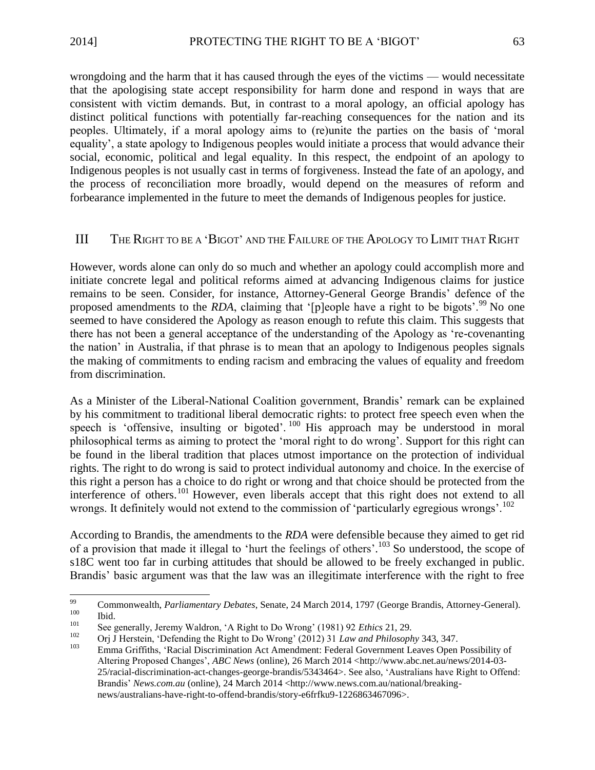wrongdoing and the harm that it has caused through the eyes of the victims — would necessitate that the apologising state accept responsibility for harm done and respond in ways that are consistent with victim demands. But, in contrast to a moral apology, an official apology has distinct political functions with potentially far-reaching consequences for the nation and its peoples. Ultimately, if a moral apology aims to (re)unite the parties on the basis of 'moral equality', a state apology to Indigenous peoples would initiate a process that would advance their social, economic, political and legal equality. In this respect, the endpoint of an apology to Indigenous peoples is not usually cast in terms of forgiveness. Instead the fate of an apology, and the process of reconciliation more broadly, would depend on the measures of reform and forbearance implemented in the future to meet the demands of Indigenous peoples for justice.

## III The Right to be a 'Bigot' and the Failure of the Apology to Limit that Right

However, words alone can only do so much and whether an apology could accomplish more and initiate concrete legal and political reforms aimed at advancing Indigenous claims for justice remains to be seen. Consider, for instance, Attorney-General George Brandis' defence of the proposed amendments to the *RDA*, claiming that '[p]eople have a right to be bigots'.[99] No one seemed to have considered the Apology as reason enough to refute this claim. This suggests that there has not been a general acceptance of the understanding of the Apology as 're-covenanting the nation' in Australia, if that phrase is to mean that an apology to Indigenous peoples signals the making of commitments to ending racism and embracing the values of equality and freedom from discrimination.

As a Minister of the Liberal-National Coalition government, Brandis' remark can be explained by his commitment to traditional liberal democratic rights: to protect free speech even when the speech is 'offensive, insulting or bigoted'.[100] His approach may be understood in moral philosophical terms as aiming to protect the 'moral right to do wrong'. Support for this right can be found in the liberal tradition that places utmost importance on the protection of individual rights. The right to do wrong is said to protect individual autonomy and choice. In the exercise of this right a person has a choice to do right or wrong and that choice should be protected from the interference of others.[101] However, even liberals accept that this right does not extend to all wrongs. It definitely would not extend to the commission of 'particularly egregious wrongs'.[102]

According to Brandis, the amendments to the *RDA* were defensible because they aimed to get rid of a provision that made it illegal to 'hurt the feelings of others'.[103] So understood, the scope of s18C went too far in curbing attitudes that should be allowed to be freely exchanged in public. Brandis' basic argument was that the law was an illegitimate interference with the right to free

---

[99] Commonwealth, *Parliamentary Debates*, Senate, 24 March 2014, 1797 (George Brandis, Attorney-General).

[100] Ibid.

[101] See generally, Jeremy Waldron, 'A Right to Do Wrong' (1981) 92 *Ethics* 21, 29.

[102] Orj J Herstein, 'Defending the Right to Do Wrong' (2012) 31 *Law and Philosophy* 343, 347.

[103] Emma Griffiths, 'Racial Discrimination Act Amendment: Federal Government Leaves Open Possibility of Altering Proposed Changes', *ABC News* (online), 26 March 2014 <http://www.abc.net.au/news/2014-03-25/racial-discrimination-act-changes-george-brandis/5343464>. See also, 'Australians have Right to Offend: Brandis' *News.com.au* (online), 24 March 2014 <http://www.news.com.au/national/breaking-news/australians-have-right-to-offend-brandis/story-e6frfku9-1226863467096>.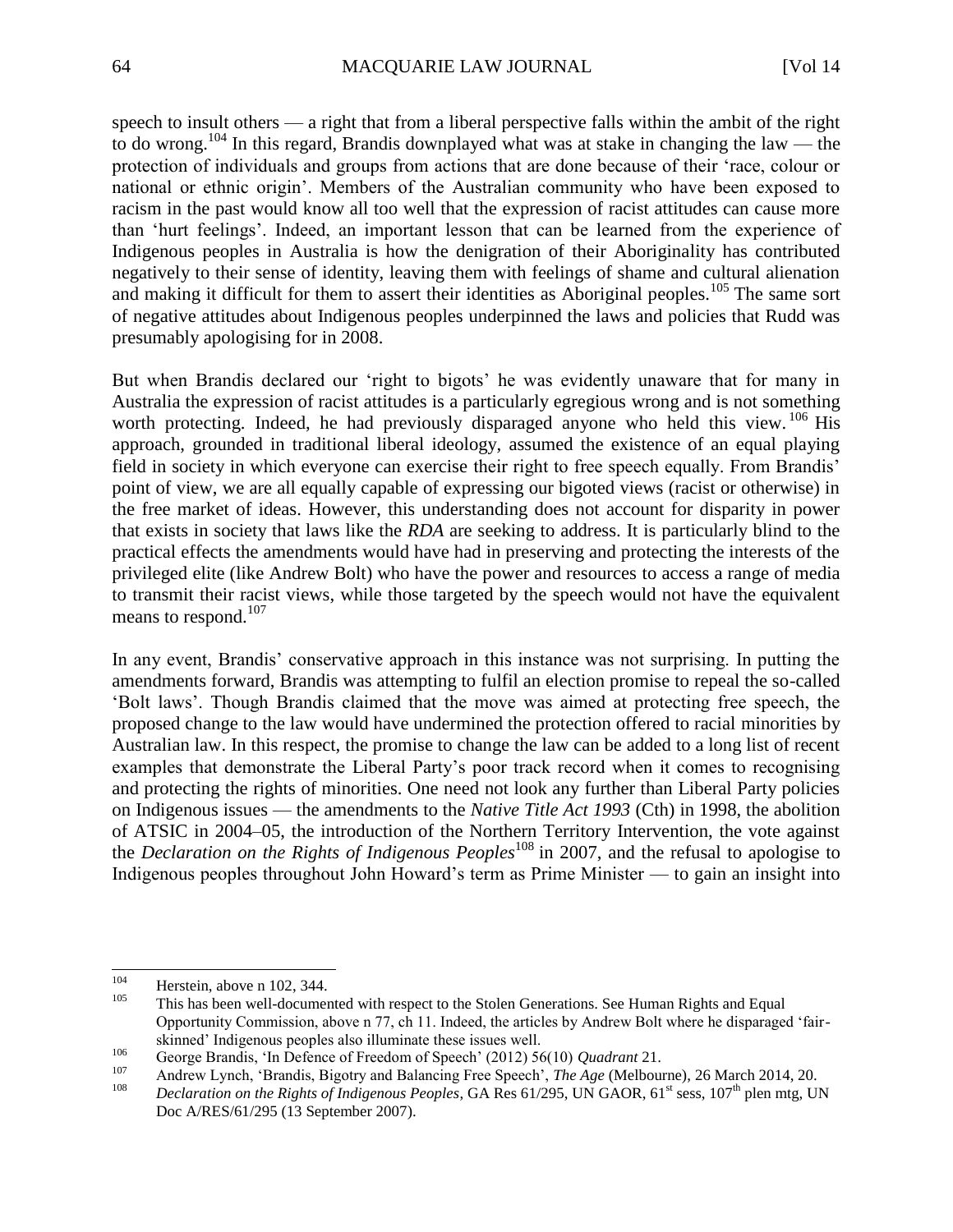speech to insult others — a right that from a liberal perspective falls within the ambit of the right to do wrong.[104] In this regard, Brandis downplayed what was at stake in changing the law — the protection of individuals and groups from actions that are done because of their 'race, colour or national or ethnic origin'. Members of the Australian community who have been exposed to racism in the past would know all too well that the expression of racist attitudes can cause more than 'hurt feelings'. Indeed, an important lesson that can be learned from the experience of Indigenous peoples in Australia is how the denigration of their Aboriginality has contributed negatively to their sense of identity, leaving them with feelings of shame and cultural alienation and making it difficult for them to assert their identities as Aboriginal peoples.[105] The same sort of negative attitudes about Indigenous peoples underpinned the laws and policies that Rudd was presumably apologising for in 2008.

But when Brandis declared our 'right to bigots' he was evidently unaware that for many in Australia the expression of racist attitudes is a particularly egregious wrong and is not something worth protecting. Indeed, he had previously disparaged anyone who held this view.[106] His approach, grounded in traditional liberal ideology, assumed the existence of an equal playing field in society in which everyone can exercise their right to free speech equally. From Brandis' point of view, we are all equally capable of expressing our bigoted views (racist or otherwise) in the free market of ideas. However, this understanding does not account for disparity in power that exists in society that laws like the *RDA* are seeking to address. It is particularly blind to the practical effects the amendments would have had in preserving and protecting the interests of the privileged elite (like Andrew Bolt) who have the power and resources to access a range of media to transmit their racist views, while those targeted by the speech would not have the equivalent means to respond.[107]

In any event, Brandis' conservative approach in this instance was not surprising. In putting the amendments forward, Brandis was attempting to fulfil an election promise to repeal the so-called 'Bolt laws'. Though Brandis claimed that the move was aimed at protecting free speech, the proposed change to the law would have undermined the protection offered to racial minorities by Australian law. In this respect, the promise to change the law can be added to a long list of recent examples that demonstrate the Liberal Party's poor track record when it comes to recognising and protecting the rights of minorities. One need not look any further than Liberal Party policies on Indigenous issues — the amendments to the *Native Title Act 1993* (Cth) in 1998, the abolition of ATSIC in 2004–05, the introduction of the Northern Territory Intervention, the vote against the *Declaration on the Rights of Indigenous Peoples*[108] in 2007, and the refusal to apologise to Indigenous peoples throughout John Howard's term as Prime Minister — to gain an insight into

---

[104] Herstein, above n 102, 344.

[105] This has been well-documented with respect to the Stolen Generations. See Human Rights and Equal Opportunity Commission, above n 77, ch 11. Indeed, the articles by Andrew Bolt where he disparaged 'fair-skinned' Indigenous peoples also illuminate these issues well.

[106] George Brandis, 'In Defence of Freedom of Speech' (2012) 56(10) *Quadrant* 21.

[107] Andrew Lynch, 'Brandis, Bigotry and Balancing Free Speech', *The Age* (Melbourne), 26 March 2014, 20.

[108] *Declaration on the Rights of Indigenous Peoples*, GA Res 61/295, UN GAOR, 61st sess, 107th plen mtg, UN Doc A/RES/61/295 (13 September 2007).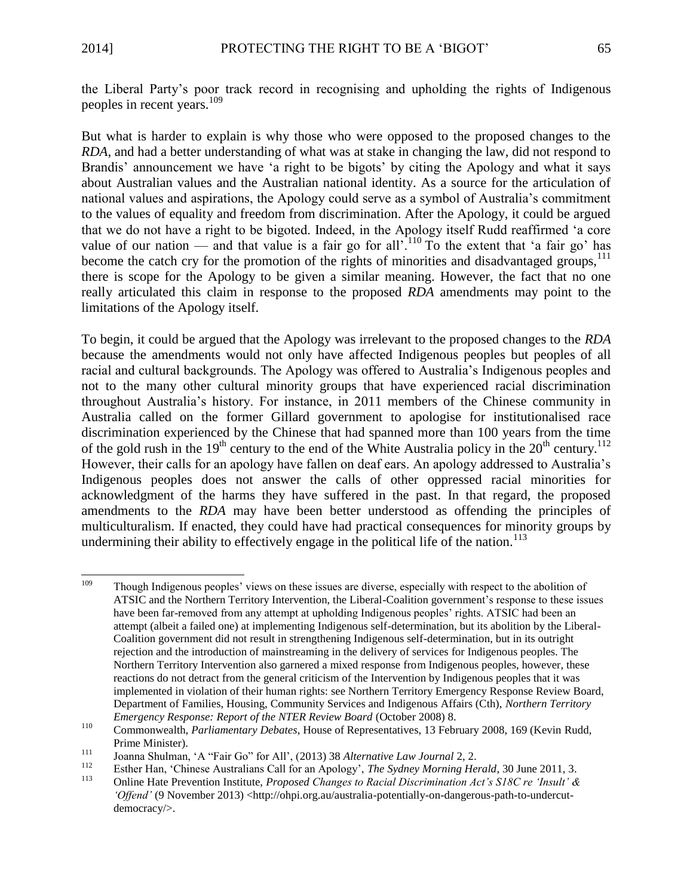the Liberal Party's poor track record in recognising and upholding the rights of Indigenous peoples in recent years.[109]

But what is harder to explain is why those who were opposed to the proposed changes to the *RDA*, and had a better understanding of what was at stake in changing the law, did not respond to Brandis' announcement we have 'a right to be bigots' by citing the Apology and what it says about Australian values and the Australian national identity. As a source for the articulation of national values and aspirations, the Apology could serve as a symbol of Australia's commitment to the values of equality and freedom from discrimination. After the Apology, it could be argued that we do not have a right to be bigoted. Indeed, in the Apology itself Rudd reaffirmed 'a core value of our nation — and that value is a fair go for all'.[110] To the extent that 'a fair go' has become the catch cry for the promotion of the rights of minorities and disadvantaged groups,[111] there is scope for the Apology to be given a similar meaning. However, the fact that no one really articulated this claim in response to the proposed *RDA* amendments may point to the limitations of the Apology itself.

To begin, it could be argued that the Apology was irrelevant to the proposed changes to the *RDA* because the amendments would not only have affected Indigenous peoples but peoples of all racial and cultural backgrounds. The Apology was offered to Australia's Indigenous peoples and not to the many other cultural minority groups that have experienced racial discrimination throughout Australia's history. For instance, in 2011 members of the Chinese community in Australia called on the former Gillard government to apologise for institutionalised race discrimination experienced by the Chinese that had spanned more than 100 years from the time of the gold rush in the 19th century to the end of the White Australia policy in the 20th century.[112] However, their calls for an apology have fallen on deaf ears. An apology addressed to Australia's Indigenous peoples does not answer the calls of other oppressed racial minorities for acknowledgment of the harms they have suffered in the past. In that regard, the proposed amendments to the *RDA* may have been better understood as offending the principles of multiculturalism. If enacted, they could have had practical consequences for minority groups by undermining their ability to effectively engage in the political life of the nation.[113]

---

[109] Though Indigenous peoples' views on these issues are diverse, especially with respect to the abolition of ATSIC and the Northern Territory Intervention, the Liberal-Coalition government's response to these issues have been far-removed from any attempt at upholding Indigenous peoples' rights. ATSIC had been an attempt (albeit a failed one) at implementing Indigenous self-determination, but its abolition by the Liberal-Coalition government did not result in strengthening Indigenous self-determination, but in its outright rejection and the introduction of mainstreaming in the delivery of services for Indigenous peoples. The Northern Territory Intervention also garnered a mixed response from Indigenous peoples, however, these reactions do not detract from the general criticism of the Intervention by Indigenous peoples that it was implemented in violation of their human rights: see Northern Territory Emergency Response Review Board, Department of Families, Housing, Community Services and Indigenous Affairs (Cth), *Northern Territory Emergency Response: Report of the NTER Review Board* (October 2008) 8.

[110] Commonwealth, *Parliamentary Debates*, House of Representatives, 13 February 2008, 169 (Kevin Rudd, Prime Minister).

[111] Joanna Shulman, 'A "Fair Go" for All', (2013) 38 *Alternative Law Journal* 2, 2.

[112] Esther Han, 'Chinese Australians Call for an Apology', *The Sydney Morning Herald*, 30 June 2011, 3.

[113] Online Hate Prevention Institute, *Proposed Changes to Racial Discrimination Act's S18C re 'Insult' & 'Offend'* (9 November 2013) <http://ohpi.org.au/australia-potentially-on-dangerous-path-to-undercut-democracy/>.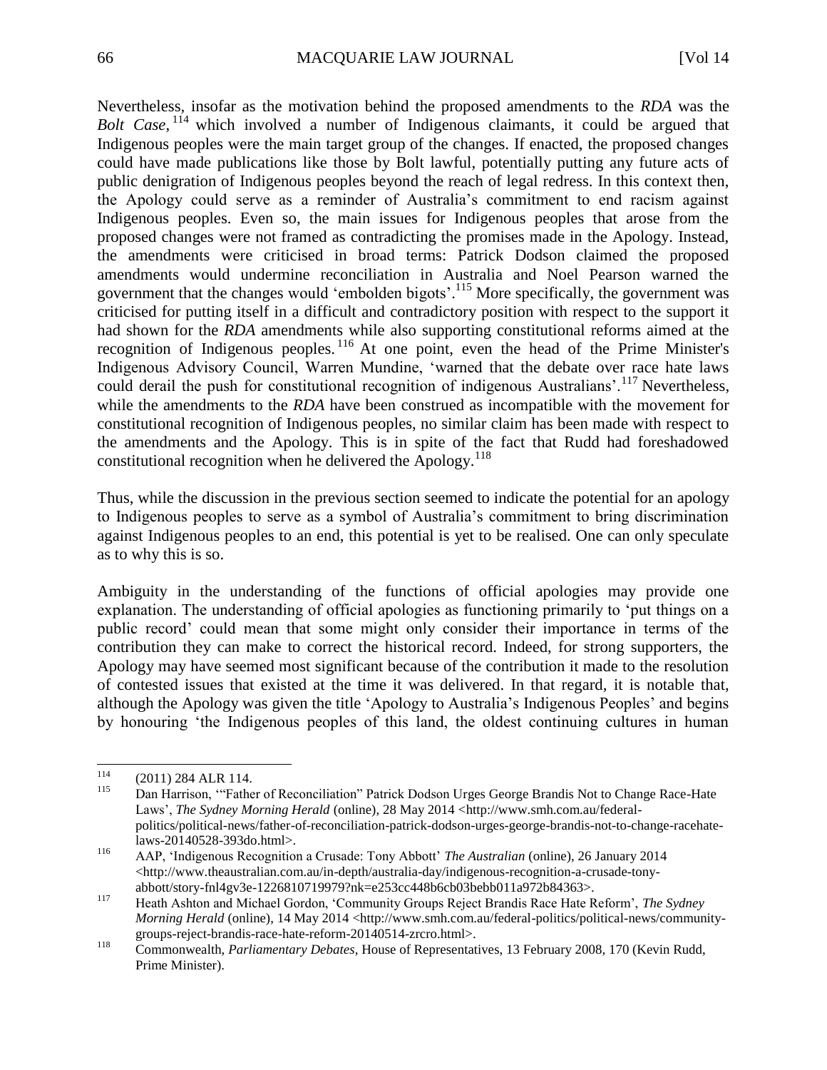Nevertheless, insofar as the motivation behind the proposed amendments to the *RDA* was the *Bolt Case*,[114] which involved a number of Indigenous claimants, it could be argued that Indigenous peoples were the main target group of the changes. If enacted, the proposed changes could have made publications like those by Bolt lawful, potentially putting any future acts of public denigration of Indigenous peoples beyond the reach of legal redress. In this context then, the Apology could serve as a reminder of Australia's commitment to end racism against Indigenous peoples. Even so, the main issues for Indigenous peoples that arose from the proposed changes were not framed as contradicting the promises made in the Apology. Instead, the amendments were criticised in broad terms: Patrick Dodson claimed the proposed amendments would undermine reconciliation in Australia and Noel Pearson warned the government that the changes would 'embolden bigots'.[115] More specifically, the government was criticised for putting itself in a difficult and contradictory position with respect to the support it had shown for the *RDA* amendments while also supporting constitutional reforms aimed at the recognition of Indigenous peoples.[116] At one point, even the head of the Prime Minister's Indigenous Advisory Council, Warren Mundine, 'warned that the debate over race hate laws could derail the push for constitutional recognition of indigenous Australians'.[117] Nevertheless, while the amendments to the *RDA* have been construed as incompatible with the movement for constitutional recognition of Indigenous peoples, no similar claim has been made with respect to the amendments and the Apology. This is in spite of the fact that Rudd had foreshadowed constitutional recognition when he delivered the Apology.[118]

Thus, while the discussion in the previous section seemed to indicate the potential for an apology to Indigenous peoples to serve as a symbol of Australia's commitment to bring discrimination against Indigenous peoples to an end, this potential is yet to be realised. One can only speculate as to why this is so.

Ambiguity in the understanding of the functions of official apologies may provide one explanation. The understanding of official apologies as functioning primarily to 'put things on a public record' could mean that some might only consider their importance in terms of the contribution they can make to correct the historical record. Indeed, for strong supporters, the Apology may have seemed most significant because of the contribution it made to the resolution of contested issues that existed at the time it was delivered. In that regard, it is notable that, although the Apology was given the title 'Apology to Australia's Indigenous Peoples' and begins by honouring 'the Indigenous peoples of this land, the oldest continuing cultures in human

---

[114] (2011) 284 ALR 114.

[115] Dan Harrison, '"Father of Reconciliation" Patrick Dodson Urges George Brandis Not to Change Race-Hate Laws', *The Sydney Morning Herald* (online), 28 May 2014 <http://www.smh.com.au/federal-politics/political-news/father-of-reconciliation-patrick-dodson-urges-george-brandis-not-to-change-racehate-laws-20140528-393do.html>.

[116] AAP, 'Indigenous Recognition a Crusade: Tony Abbott' *The Australian* (online), 26 January 2014 <http://www.theaustralian.com.au/in-depth/australia-day/indigenous-recognition-a-crusade-tony-abbott/story-fnl4gv3e-1226810719979?nk=e253cc448b6cb03bebb011a972b84363>.

[117] Heath Ashton and Michael Gordon, 'Community Groups Reject Brandis Race Hate Reform', *The Sydney Morning Herald* (online), 14 May 2014 <http://www.smh.com.au/federal-politics/political-news/community-groups-reject-brandis-race-hate-reform-20140514-zrcro.html>.

[118] Commonwealth, *Parliamentary Debates*, House of Representatives, 13 February 2008, 170 (Kevin Rudd, Prime Minister).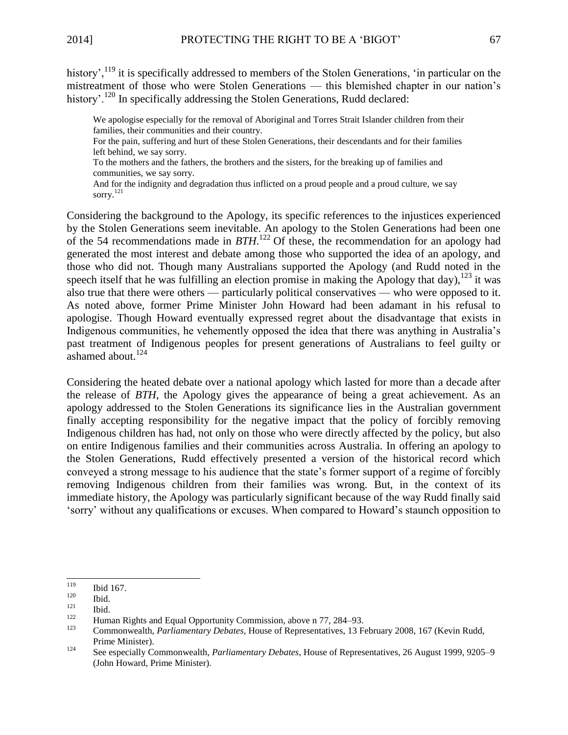history',[119] it is specifically addressed to members of the Stolen Generations, 'in particular on the mistreatment of those who were Stolen Generations — this blemished chapter in our nation's history'.[120] In specifically addressing the Stolen Generations, Rudd declared:

> We apologise especially for the removal of Aboriginal and Torres Strait Islander children from their families, their communities and their country.
> For the pain, suffering and hurt of these Stolen Generations, their descendants and for their families left behind, we say sorry.
> To the mothers and the fathers, the brothers and the sisters, for the breaking up of families and communities, we say sorry.
> And for the indignity and degradation thus inflicted on a proud people and a proud culture, we say sorry.[121]

Considering the background to the Apology, its specific references to the injustices experienced by the Stolen Generations seem inevitable. An apology to the Stolen Generations had been one of the 54 recommendations made in *BTH*.[122] Of these, the recommendation for an apology had generated the most interest and debate among those who supported the idea of an apology, and those who did not. Though many Australians supported the Apology (and Rudd noted in the speech itself that he was fulfilling an election promise in making the Apology that day),[123] it was also true that there were others — particularly political conservatives — who were opposed to it. As noted above, former Prime Minister John Howard had been adamant in his refusal to apologise. Though Howard eventually expressed regret about the disadvantage that exists in Indigenous communities, he vehemently opposed the idea that there was anything in Australia's past treatment of Indigenous peoples for present generations of Australians to feel guilty or ashamed about.[124]

Considering the heated debate over a national apology which lasted for more than a decade after the release of *BTH*, the Apology gives the appearance of being a great achievement. As an apology addressed to the Stolen Generations its significance lies in the Australian government finally accepting responsibility for the negative impact that the policy of forcibly removing Indigenous children has had, not only on those who were directly affected by the policy, but also on entire Indigenous families and their communities across Australia. In offering an apology to the Stolen Generations, Rudd effectively presented a version of the historical record which conveyed a strong message to his audience that the state's former support of a regime of forcibly removing Indigenous children from their families was wrong. But, in the context of its immediate history, the Apology was particularly significant because of the way Rudd finally said 'sorry' without any qualifications or excuses. When compared to Howard's staunch opposition to

---

[119] Ibid 167.

[120] Ibid.

[121] Ibid.

[122] Human Rights and Equal Opportunity Commission, above n 77, 284–93.

[123] Commonwealth, *Parliamentary Debates*, House of Representatives, 13 February 2008, 167 (Kevin Rudd, Prime Minister).

[124] See especially Commonwealth, *Parliamentary Debates*, House of Representatives, 26 August 1999, 9205–9 (John Howard, Prime Minister).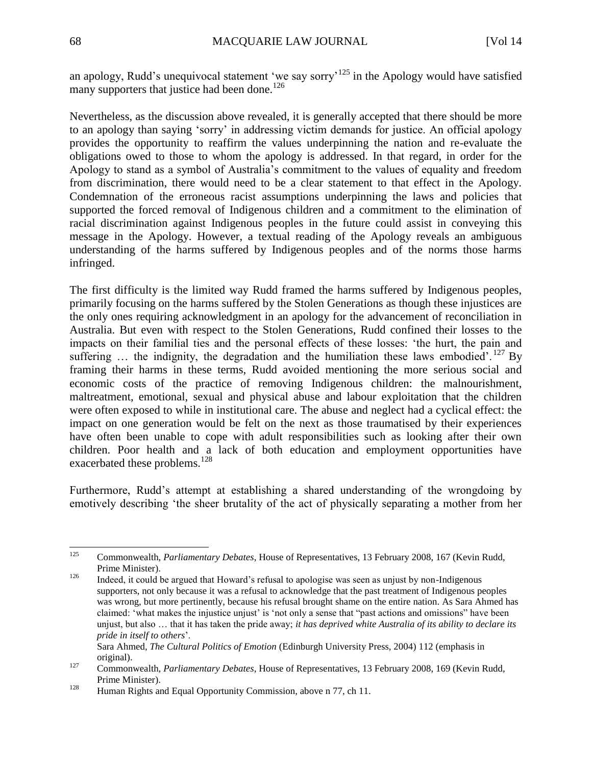an apology, Rudd's unequivocal statement 'we say sorry'[125] in the Apology would have satisfied many supporters that justice had been done.[126]

Nevertheless, as the discussion above revealed, it is generally accepted that there should be more to an apology than saying 'sorry' in addressing victim demands for justice. An official apology provides the opportunity to reaffirm the values underpinning the nation and re-evaluate the obligations owed to those to whom the apology is addressed. In that regard, in order for the Apology to stand as a symbol of Australia's commitment to the values of equality and freedom from discrimination, there would need to be a clear statement to that effect in the Apology. Condemnation of the erroneous racist assumptions underpinning the laws and policies that supported the forced removal of Indigenous children and a commitment to the elimination of racial discrimination against Indigenous peoples in the future could assist in conveying this message in the Apology. However, a textual reading of the Apology reveals an ambiguous understanding of the harms suffered by Indigenous peoples and of the norms those harms infringed.

The first difficulty is the limited way Rudd framed the harms suffered by Indigenous peoples, primarily focusing on the harms suffered by the Stolen Generations as though these injustices are the only ones requiring acknowledgment in an apology for the advancement of reconciliation in Australia. But even with respect to the Stolen Generations, Rudd confined their losses to the impacts on their familial ties and the personal effects of these losses: 'the hurt, the pain and suffering … the indignity, the degradation and the humiliation these laws embodied'.[127] By framing their harms in these terms, Rudd avoided mentioning the more serious social and economic costs of the practice of removing Indigenous children: the malnourishment, maltreatment, emotional, sexual and physical abuse and labour exploitation that the children were often exposed to while in institutional care. The abuse and neglect had a cyclical effect: the impact on one generation would be felt on the next as those traumatised by their experiences have often been unable to cope with adult responsibilities such as looking after their own children. Poor health and a lack of both education and employment opportunities have exacerbated these problems.[128]

Furthermore, Rudd's attempt at establishing a shared understanding of the wrongdoing by emotively describing 'the sheer brutality of the act of physically separating a mother from her

---

[125] Commonwealth, *Parliamentary Debates*, House of Representatives, 13 February 2008, 167 (Kevin Rudd, Prime Minister).

[126] Indeed, it could be argued that Howard's refusal to apologise was seen as unjust by non-Indigenous supporters, not only because it was a refusal to acknowledge that the past treatment of Indigenous peoples was wrong, but more pertinently, because his refusal brought shame on the entire nation. As Sara Ahmed has claimed: 'what makes the injustice unjust' is 'not only a sense that "past actions and omissions" have been unjust, but also … that it has taken the pride away; *it has deprived white Australia of its ability to declare its pride in itself to others*'.
Sara Ahmed, *The Cultural Politics of Emotion* (Edinburgh University Press, 2004) 112 (emphasis in original).

[127] Commonwealth, *Parliamentary Debates*, House of Representatives, 13 February 2008, 169 (Kevin Rudd, Prime Minister).

[128] Human Rights and Equal Opportunity Commission, above n 77, ch 11.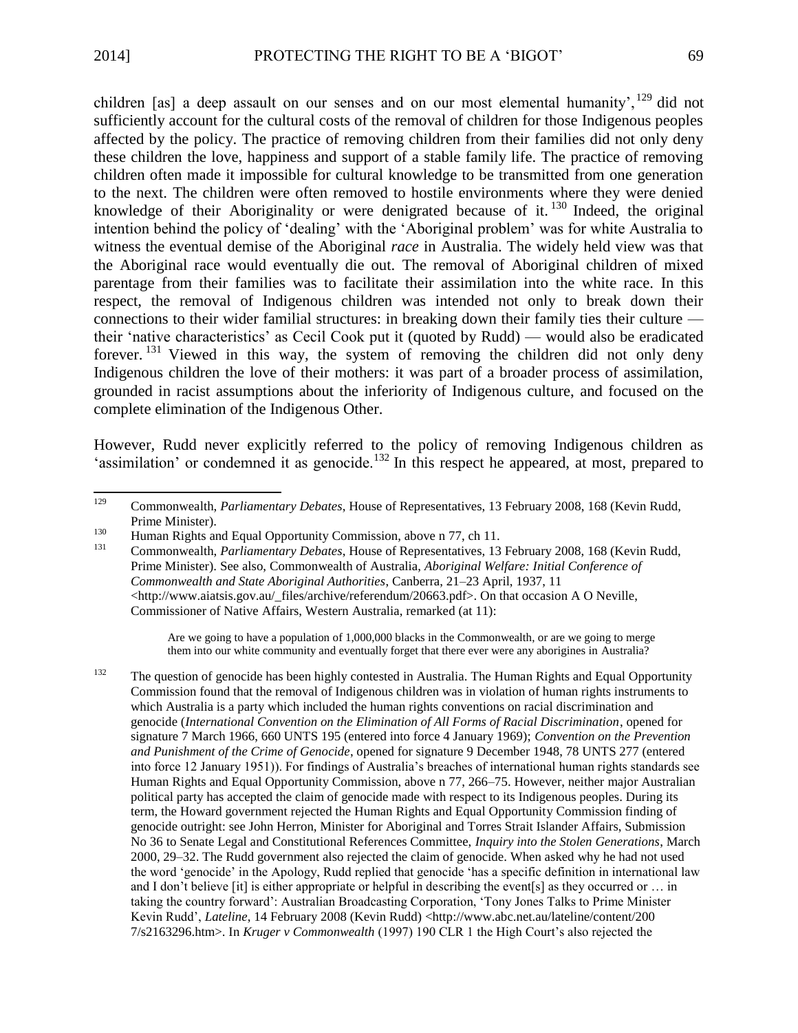children [as] a deep assault on our senses and on our most elemental humanity',[129] did not sufficiently account for the cultural costs of the removal of children for those Indigenous peoples affected by the policy. The practice of removing children from their families did not only deny these children the love, happiness and support of a stable family life. The practice of removing children often made it impossible for cultural knowledge to be transmitted from one generation to the next. The children were often removed to hostile environments where they were denied knowledge of their Aboriginality or were denigrated because of it.[130] Indeed, the original intention behind the policy of 'dealing' with the 'Aboriginal problem' was for white Australia to witness the eventual demise of the Aboriginal *race* in Australia. The widely held view was that the Aboriginal race would eventually die out. The removal of Aboriginal children of mixed parentage from their families was to facilitate their assimilation into the white race. In this respect, the removal of Indigenous children was intended not only to break down their connections to their wider familial structures: in breaking down their family ties their culture — their 'native characteristics' as Cecil Cook put it (quoted by Rudd) — would also be eradicated forever.[131] Viewed in this way, the system of removing the children did not only deny Indigenous children the love of their mothers: it was part of a broader process of assimilation, grounded in racist assumptions about the inferiority of Indigenous culture, and focused on the complete elimination of the Indigenous Other.

However, Rudd never explicitly referred to the policy of removing Indigenous children as 'assimilation' or condemned it as genocide.[132] In this respect he appeared, at most, prepared to

---

[129] Commonwealth, *Parliamentary Debates*, House of Representatives, 13 February 2008, 168 (Kevin Rudd, Prime Minister).

[130] Human Rights and Equal Opportunity Commission, above n 77, ch 11.

[131] Commonwealth, *Parliamentary Debates*, House of Representatives, 13 February 2008, 168 (Kevin Rudd, Prime Minister). See also, Commonwealth of Australia, *Aboriginal Welfare: Initial Conference of Commonwealth and State Aboriginal Authorities*, Canberra, 21–23 April, 1937, 11 <http://www.aiatsis.gov.au/_files/archive/referendum/20663.pdf>. On that occasion A O Neville, Commissioner of Native Affairs, Western Australia, remarked (at 11):

> Are we going to have a population of 1,000,000 blacks in the Commonwealth, or are we going to merge them into our white community and eventually forget that there ever were any aborigines in Australia?

[132] The question of genocide has been highly contested in Australia. The Human Rights and Equal Opportunity Commission found that the removal of Indigenous children was in violation of human rights instruments to which Australia is a party which included the human rights conventions on racial discrimination and genocide (*International Convention on the Elimination of All Forms of Racial Discrimination*, opened for signature 7 March 1966, 660 UNTS 195 (entered into force 4 January 1969); *Convention on the Prevention and Punishment of the Crime of Genocide*, opened for signature 9 December 1948, 78 UNTS 277 (entered into force 12 January 1951)). For findings of Australia's breaches of international human rights standards see Human Rights and Equal Opportunity Commission, above n 77, 266–75. However, neither major Australian political party has accepted the claim of genocide made with respect to its Indigenous peoples. During its term, the Howard government rejected the Human Rights and Equal Opportunity Commission finding of genocide outright: see John Herron, Minister for Aboriginal and Torres Strait Islander Affairs, Submission No 36 to Senate Legal and Constitutional References Committee, *Inquiry into the Stolen Generations*, March 2000, 29–32. The Rudd government also rejected the claim of genocide. When asked why he had not used the word 'genocide' in the Apology, Rudd replied that genocide 'has a specific definition in international law and I don't believe [it] is either appropriate or helpful in describing the event[s] as they occurred or … in taking the country forward': Australian Broadcasting Corporation, 'Tony Jones Talks to Prime Minister Kevin Rudd', *Lateline*, 14 February 2008 (Kevin Rudd) <http://www.abc.net.au/lateline/content/2007/s2163296.htm>. In *Kruger v Commonwealth* (1997) 190 CLR 1 the High Court's also rejected the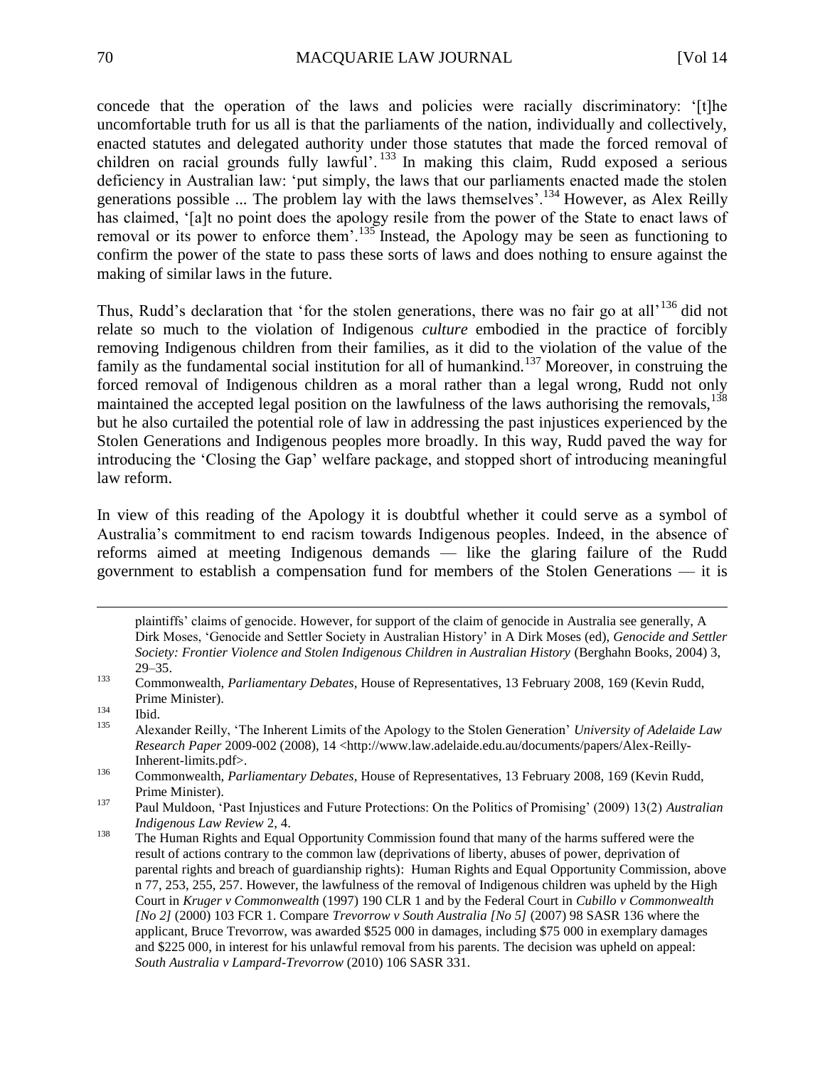concede that the operation of the laws and policies were racially discriminatory: '[t]he uncomfortable truth for us all is that the parliaments of the nation, individually and collectively, enacted statutes and delegated authority under those statutes that made the forced removal of children on racial grounds fully lawful'.[133] In making this claim, Rudd exposed a serious deficiency in Australian law: 'put simply, the laws that our parliaments enacted made the stolen generations possible ... The problem lay with the laws themselves'.[134] However, as Alex Reilly has claimed, '[a]t no point does the apology resile from the power of the State to enact laws of removal or its power to enforce them'.[135] Instead, the Apology may be seen as functioning to confirm the power of the state to pass these sorts of laws and does nothing to ensure against the making of similar laws in the future.

Thus, Rudd's declaration that 'for the stolen generations, there was no fair go at all'[136] did not relate so much to the violation of Indigenous *culture* embodied in the practice of forcibly removing Indigenous children from their families, as it did to the violation of the value of the family as the fundamental social institution for all of humankind.[137] Moreover, in construing the forced removal of Indigenous children as a moral rather than a legal wrong, Rudd not only maintained the accepted legal position on the lawfulness of the laws authorising the removals,[138] but he also curtailed the potential role of law in addressing the past injustices experienced by the Stolen Generations and Indigenous peoples more broadly. In this way, Rudd paved the way for introducing the 'Closing the Gap' welfare package, and stopped short of introducing meaningful law reform.

In view of this reading of the Apology it is doubtful whether it could serve as a symbol of Australia's commitment to end racism towards Indigenous peoples. Indeed, in the absence of reforms aimed at meeting Indigenous demands — like the glaring failure of the Rudd government to establish a compensation fund for members of the Stolen Generations — it is

---

plaintiffs' claims of genocide. However, for support of the claim of genocide in Australia see generally, A Dirk Moses, 'Genocide and Settler Society in Australian History' in A Dirk Moses (ed), *Genocide and Settler Society: Frontier Violence and Stolen Indigenous Children in Australian History* (Berghahn Books, 2004) 3, 29–35.

[133] Commonwealth, *Parliamentary Debates*, House of Representatives, 13 February 2008, 169 (Kevin Rudd, Prime Minister).

[134] Ibid.

[135] Alexander Reilly, 'The Inherent Limits of the Apology to the Stolen Generation' *University of Adelaide Law Research Paper* 2009-002 (2008), 14 <http://www.law.adelaide.edu.au/documents/papers/Alex-Reilly-Inherent-limits.pdf>.

[136] Commonwealth, *Parliamentary Debates*, House of Representatives, 13 February 2008, 169 (Kevin Rudd, Prime Minister).

[137] Paul Muldoon, 'Past Injustices and Future Protections: On the Politics of Promising' (2009) 13(2) *Australian Indigenous Law Review* 2, 4.

[138] The Human Rights and Equal Opportunity Commission found that many of the harms suffered were the result of actions contrary to the common law (deprivations of liberty, abuses of power, deprivation of parental rights and breach of guardianship rights): Human Rights and Equal Opportunity Commission, above n 77, 253, 255, 257. However, the lawfulness of the removal of Indigenous children was upheld by the High Court in *Kruger v Commonwealth* (1997) 190 CLR 1 and by the Federal Court in *Cubillo v Commonwealth [No 2]* (2000) 103 FCR 1. Compare *Trevorrow v South Australia [No 5]* (2007) 98 SASR 136 where the applicant, Bruce Trevorrow, was awarded \$525 000 in damages, including \$75 000 in exemplary damages and \$225 000, in interest for his unlawful removal from his parents. The decision was upheld on appeal: *South Australia v Lampard-Trevorrow* (2010) 106 SASR 331.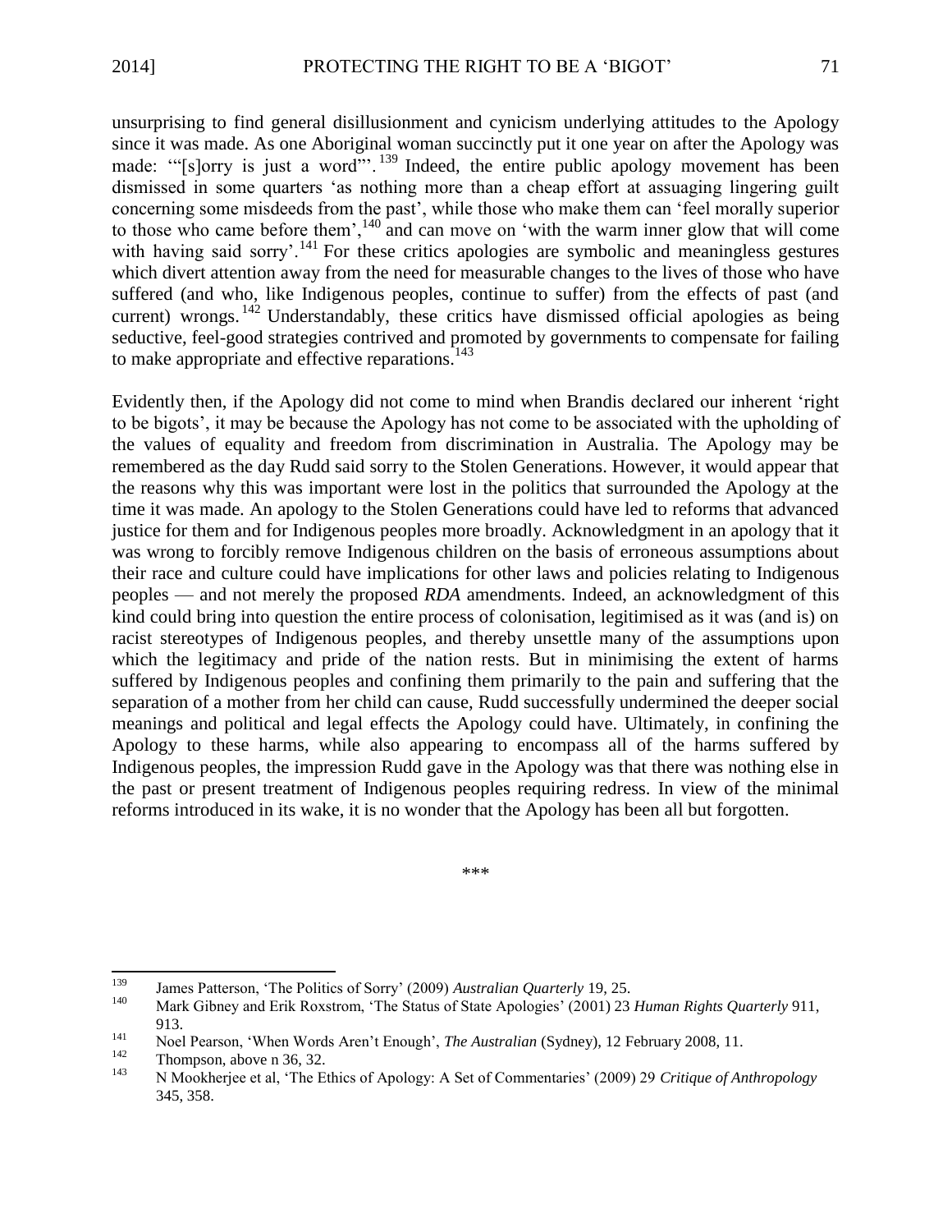unsurprising to find general disillusionment and cynicism underlying attitudes to the Apology since it was made. As one Aboriginal woman succinctly put it one year on after the Apology was made: '"[s]orry is just a word"'.[139] Indeed, the entire public apology movement has been dismissed in some quarters 'as nothing more than a cheap effort at assuaging lingering guilt concerning some misdeeds from the past', while those who make them can 'feel morally superior to those who came before them',[140] and can move on 'with the warm inner glow that will come with having said sorry'.[141] For these critics apologies are symbolic and meaningless gestures which divert attention away from the need for measurable changes to the lives of those who have suffered (and who, like Indigenous peoples, continue to suffer) from the effects of past (and current) wrongs.[142] Understandably, these critics have dismissed official apologies as being seductive, feel-good strategies contrived and promoted by governments to compensate for failing to make appropriate and effective reparations.[143]

Evidently then, if the Apology did not come to mind when Brandis declared our inherent 'right to be bigots', it may be because the Apology has not come to be associated with the upholding of the values of equality and freedom from discrimination in Australia. The Apology may be remembered as the day Rudd said sorry to the Stolen Generations. However, it would appear that the reasons why this was important were lost in the politics that surrounded the Apology at the time it was made. An apology to the Stolen Generations could have led to reforms that advanced justice for them and for Indigenous peoples more broadly. Acknowledgment in an apology that it was wrong to forcibly remove Indigenous children on the basis of erroneous assumptions about their race and culture could have implications for other laws and policies relating to Indigenous peoples — and not merely the proposed *RDA* amendments. Indeed, an acknowledgment of this kind could bring into question the entire process of colonisation, legitimised as it was (and is) on racist stereotypes of Indigenous peoples, and thereby unsettle many of the assumptions upon which the legitimacy and pride of the nation rests. But in minimising the extent of harms suffered by Indigenous peoples and confining them primarily to the pain and suffering that the separation of a mother from her child can cause, Rudd successfully undermined the deeper social meanings and political and legal effects the Apology could have. Ultimately, in confining the Apology to these harms, while also appearing to encompass all of the harms suffered by Indigenous peoples, the impression Rudd gave in the Apology was that there was nothing else in the past or present treatment of Indigenous peoples requiring redress. In view of the minimal reforms introduced in its wake, it is no wonder that the Apology has been all but forgotten.

\*\*\*

---

[139] James Patterson, 'The Politics of Sorry' (2009) *Australian Quarterly* 19, 25.

[140] Mark Gibney and Erik Roxstrom, 'The Status of State Apologies' (2001) 23 *Human Rights Quarterly* 911, 913.

[141] Noel Pearson, 'When Words Aren't Enough', *The Australian* (Sydney), 12 February 2008, 11.

[142] Thompson, above n 36, 32.

[143] N Mookherjee et al, 'The Ethics of Apology: A Set of Commentaries' (2009) 29 *Critique of Anthropology* 345, 358.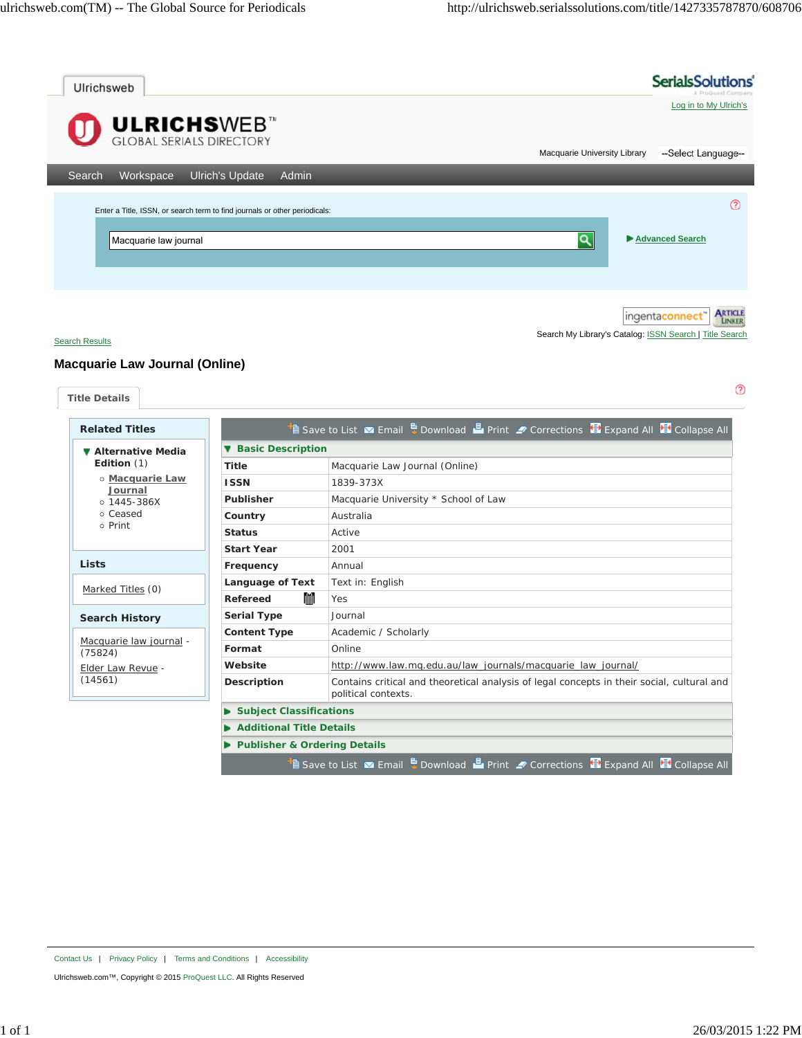Ulrichsweb

SerialsSolutions
A ProQuest Company

Log in to My Ulrich's

ULRICHSWEB™
GLOBAL SERIALS DIRECTORY

Macquarie University Library --Select Language--

Search Workspace Ulrich's Update Admin

Enter a Title, ISSN, or search term to find journals or other periodicals:

Macquarie law journal

Advanced Search

Search My Library's Catalog: ISSN Search | Title Search

Search Results

## Macquarie Law Journal (Online)

Title Details

**Related Titles**

- **Alternative Media Edition** (1)
  - Macquarie Law Journal
  - 1445-386X
  - Ceased
  - Print

**Lists**

Marked Titles (0)

**Search History**

Macquarie law journal - (75824)

Elder Law Revue - (14561)

Save to List Email Download Print Corrections Expand All Collapse All

**Basic Description**

| | |
|---|---|
| **Title** | Macquarie Law Journal (Online) |
| **ISSN** | 1839-373X |
| **Publisher** | Macquarie University * School of Law |
| **Country** | Australia |
| **Status** | Active |
| **Start Year** | 2001 |
| **Frequency** | Annual |
| **Language of Text** | Text in: English |
| **Refereed** | Yes |
| **Serial Type** | Journal |
| **Content Type** | Academic / Scholarly |
| **Format** | Online |
| **Website** | http://www.law.mq.edu.au/law_journals/macquarie_law_journal/ |
| **Description** | Contains critical and theoretical analysis of legal concepts in their social, cultural and political contexts. |

**Subject Classifications**

**Additional Title Details**

**Publisher & Ordering Details**

Save to List Email Download Print Corrections Expand All Collapse All

Contact Us | Privacy Policy | Terms and Conditions | Accessibility

Ulrichsweb.com™, Copyright © 2015 ProQuest LLC. All Rights Reserved